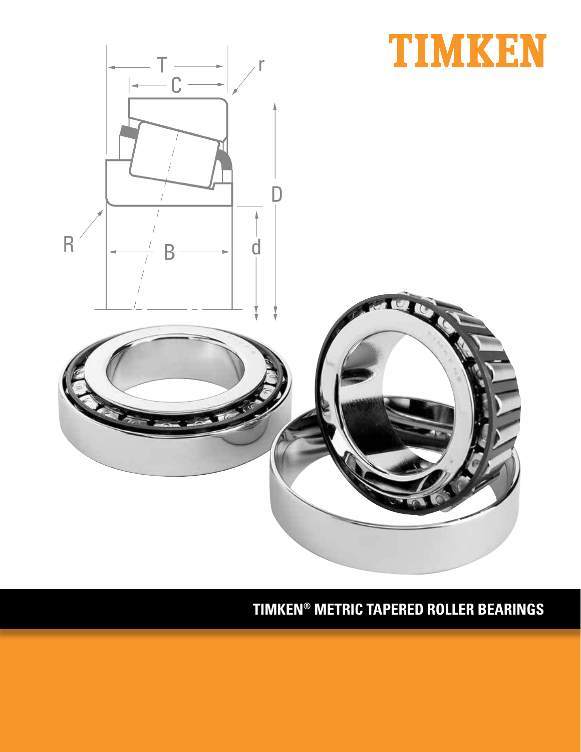# TIMKEN

## TIMKEN® METRIC TAPERED ROLLER BEARINGS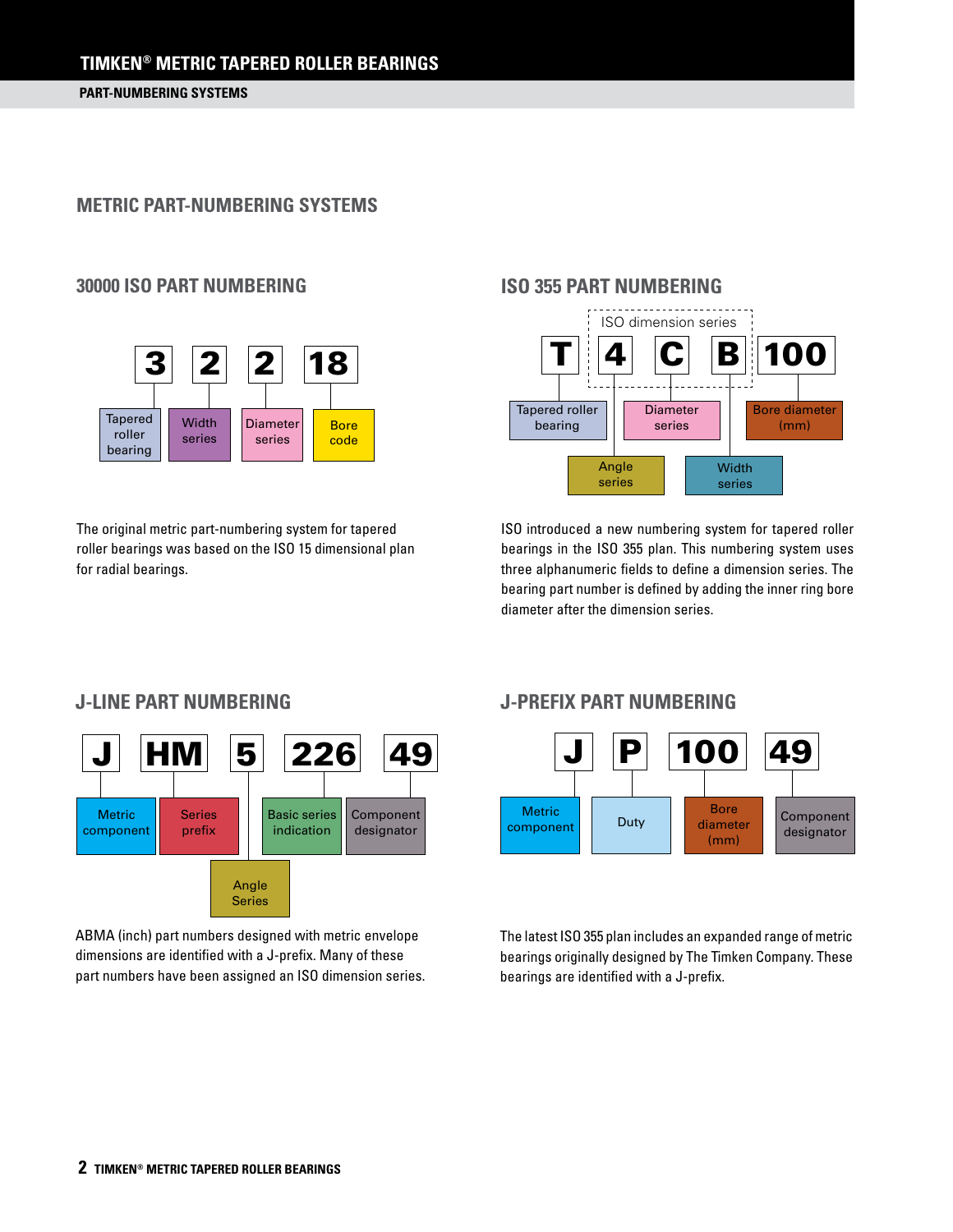## METRIC PART-NUMBERING SYSTEMS

### 30000 ISO PART NUMBERING

| 3 | 2 | 2 | 18 |
|---|---|---|---|
| Tapered roller bearing | Width series | Diameter series | Bore code |

The original metric part-numbering system for tapered roller bearings was based on the ISO 15 dimensional plan for radial bearings.

### ISO 355 PART NUMBERING

| T | 4 | C | B | 100 |
|---|---|---|---|---|
| | ISO dimension series | ISO dimension series | ISO dimension series | |
| Tapered roller bearing | Angle series | Diameter series | Width series | Bore diameter (mm) |

ISO introduced a new numbering system for tapered roller bearings in the ISO 355 plan. This numbering system uses three alphanumeric fields to define a dimension series. The bearing part number is defined by adding the inner ring bore diameter after the dimension series.

### J-LINE PART NUMBERING

| J | HM | 5 | 226 | 49 |
|---|---|---|---|---|
| Metric component | Series prefix | Angle Series | Basic series indication | Component designator |

ABMA (inch) part numbers designed with metric envelope dimensions are identified with a J-prefix. Many of these part numbers have been assigned an ISO dimension series.

### J-PREFIX PART NUMBERING

| J | P | 100 | 49 |
|---|---|---|---|
| Metric component | Duty | Bore diameter (mm) | Component designator |

The latest ISO 355 plan includes an expanded range of metric bearings originally designed by The Timken Company. These bearings are identified with a J-prefix.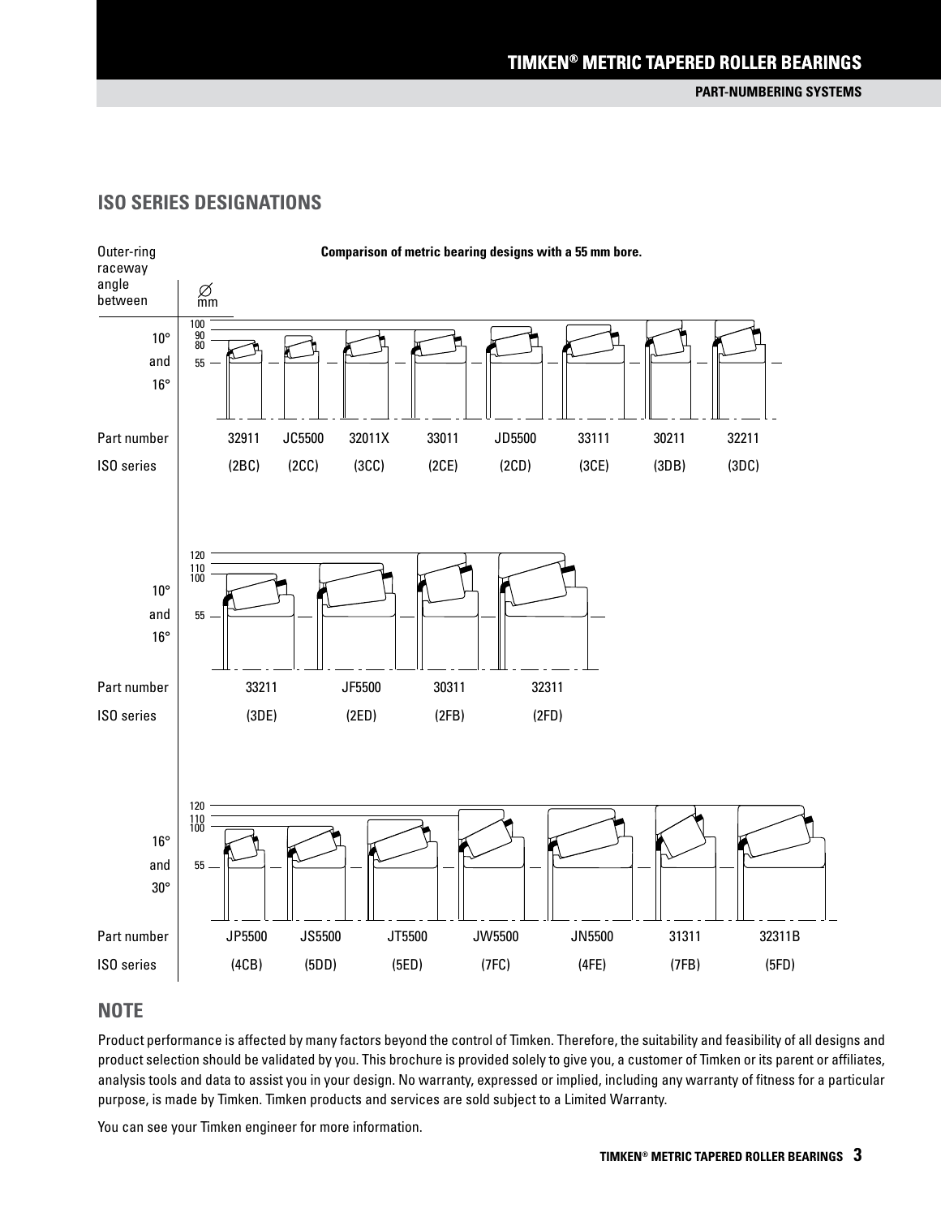## ISO SERIES DESIGNATIONS

**Comparison of metric bearing designs with a 55 mm bore.**

| Outer-ring raceway angle between | | | | | | | | |
|---|---|---|---|---|---|---|---|---|
| 10° and 16° | | | | | | | | |
| Part number | 32911 | JC5500 | 32011X | 33011 | JD5500 | 33111 | 30211 | 32211 |
| ISO series | (2BC) | (2CC) | (3CC) | (2CE) | (2CD) | (3CE) | (3DB) | (3DC) |

| Outer-ring raceway angle between | | | | |
|---|---|---|---|---|
| 10° and 16° | | | | |
| Part number | 33211 | JF5500 | 30311 | 32311 |
| ISO series | (3DE) | (2ED) | (2FB) | (2FD) |

| Outer-ring raceway angle between | | | | | | | |
|---|---|---|---|---|---|---|---|
| 16° and 30° | | | | | | | |
| Part number | JP5500 | JS5500 | JT5500 | JW5500 | JN5500 | 31311 | 32311B |
| ISO series | (4CB) | (5DD) | (5ED) | (7FC) | (4FE) | (7FB) | (5FD) |

## NOTE

Product performance is affected by many factors beyond the control of Timken. Therefore, the suitability and feasibility of all designs and product selection should be validated by you. This brochure is provided solely to give you, a customer of Timken or its parent or affiliates, analysis tools and data to assist you in your design. No warranty, expressed or implied, including any warranty of fitness for a particular purpose, is made by Timken. Timken products and services are sold subject to a Limited Warranty.

You can see your Timken engineer for more information.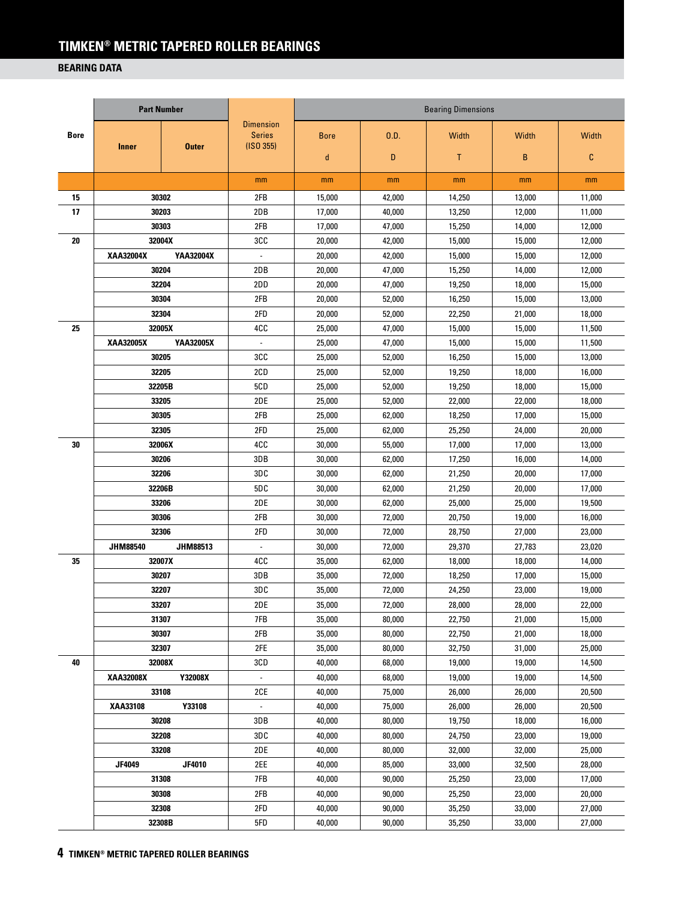# TIMKEN® METRIC TAPERED ROLLER BEARINGS

## BEARING DATA

| Bore | Part Number | | Dimension Series (ISO 355) | Bearing Dimensions | | | | |
|---|---|---|---|---|---|---|---|---|
| | Inner | Outer | | Bore d | O.D. D | Width T | Width B | Width C |
| | | | mm | mm | mm | mm | mm | mm |
| 15 | 30302 | | 2FB | 15,000 | 42,000 | 14,250 | 13,000 | 11,000 |
| 17 | 30203 | | 2DB | 17,000 | 40,000 | 13,250 | 12,000 | 11,000 |
| | 30303 | | 2FB | 17,000 | 47,000 | 15,250 | 14,000 | 12,000 |
| 20 | 32004X | | 3CC | 20,000 | 42,000 | 15,000 | 15,000 | 12,000 |
| | XAA32004X | YAA32004X | - | 20,000 | 42,000 | 15,000 | 15,000 | 12,000 |
| | 30204 | | 2DB | 20,000 | 47,000 | 15,250 | 14,000 | 12,000 |
| | 32204 | | 2DD | 20,000 | 47,000 | 19,250 | 18,000 | 15,000 |
| | 30304 | | 2FB | 20,000 | 52,000 | 16,250 | 15,000 | 13,000 |
| | 32304 | | 2FD | 20,000 | 52,000 | 22,250 | 21,000 | 18,000 |
| 25 | 32005X | | 4CC | 25,000 | 47,000 | 15,000 | 15,000 | 11,500 |
| | XAA32005X | YAA32005X | - | 25,000 | 47,000 | 15,000 | 15,000 | 11,500 |
| | 30205 | | 3CC | 25,000 | 52,000 | 16,250 | 15,000 | 13,000 |
| | 32205 | | 2CD | 25,000 | 52,000 | 19,250 | 18,000 | 16,000 |
| | 32205B | | 5CD | 25,000 | 52,000 | 19,250 | 18,000 | 15,000 |
| | 33205 | | 2DE | 25,000 | 52,000 | 22,000 | 22,000 | 18,000 |
| | 30305 | | 2FB | 25,000 | 62,000 | 18,250 | 17,000 | 15,000 |
| | 32305 | | 2FD | 25,000 | 62,000 | 25,250 | 24,000 | 20,000 |
| 30 | 32006X | | 4CC | 30,000 | 55,000 | 17,000 | 17,000 | 13,000 |
| | 30206 | | 3DB | 30,000 | 62,000 | 17,250 | 16,000 | 14,000 |
| | 32206 | | 3DC | 30,000 | 62,000 | 21,250 | 20,000 | 17,000 |
| | 32206B | | 5DC | 30,000 | 62,000 | 21,250 | 20,000 | 17,000 |
| | 33206 | | 2DE | 30,000 | 62,000 | 25,000 | 25,000 | 19,500 |
| | 30306 | | 2FB | 30,000 | 72,000 | 20,750 | 19,000 | 16,000 |
| | 32306 | | 2FD | 30,000 | 72,000 | 28,750 | 27,000 | 23,000 |
| | JHM88540 | JHM88513 | - | 30,000 | 72,000 | 29,370 | 27,783 | 23,020 |
| 35 | 32007X | | 4CC | 35,000 | 62,000 | 18,000 | 18,000 | 14,000 |
| | 30207 | | 3DB | 35,000 | 72,000 | 18,250 | 17,000 | 15,000 |
| | 32207 | | 3DC | 35,000 | 72,000 | 24,250 | 23,000 | 19,000 |
| | 33207 | | 2DE | 35,000 | 72,000 | 28,000 | 28,000 | 22,000 |
| | 31307 | | 7FB | 35,000 | 80,000 | 22,750 | 21,000 | 15,000 |
| | 30307 | | 2FB | 35,000 | 80,000 | 22,750 | 21,000 | 18,000 |
| | 32307 | | 2FE | 35,000 | 80,000 | 32,750 | 31,000 | 25,000 |
| 40 | 32008X | | 3CD | 40,000 | 68,000 | 19,000 | 19,000 | 14,500 |
| | XAA32008X | Y32008X | - | 40,000 | 68,000 | 19,000 | 19,000 | 14,500 |
| | 33108 | | 2CE | 40,000 | 75,000 | 26,000 | 26,000 | 20,500 |
| | XAA33108 | Y33108 | - | 40,000 | 75,000 | 26,000 | 26,000 | 20,500 |
| | 30208 | | 3DB | 40,000 | 80,000 | 19,750 | 18,000 | 16,000 |
| | 32208 | | 3DC | 40,000 | 80,000 | 24,750 | 23,000 | 19,000 |
| | 33208 | | 2DE | 40,000 | 80,000 | 32,000 | 32,000 | 25,000 |
| | JF4049 | JF4010 | 2EE | 40,000 | 85,000 | 33,000 | 32,500 | 28,000 |
| | 31308 | | 7FB | 40,000 | 90,000 | 25,250 | 23,000 | 17,000 |
| | 30308 | | 2FB | 40,000 | 90,000 | 25,250 | 23,000 | 20,000 |
| | 32308 | | 2FD | 40,000 | 90,000 | 35,250 | 33,000 | 27,000 |
| | 32308B | | 5FD | 40,000 | 90,000 | 35,250 | 33,000 | 27,000 |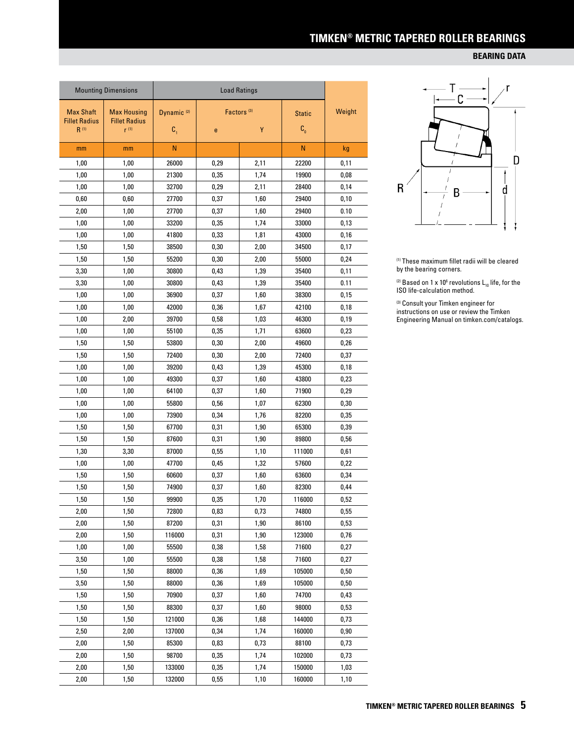## BEARING DATA

| Mounting Dimensions | | Load Ratings | | | | Weight |
|---|---|---|---|---|---|---|
| Max Shaft Fillet Radius R [1] | Max Housing Fillet Radius r [1] | Dynamic [2] $C_1$ | Factors [3] e | Y | Static $C_0$ | |
| mm | mm | N | | | N | kg |
| 1,00 | 1,00 | 26000 | 0,29 | 2,11 | 22200 | 0,11 |
| 1,00 | 1,00 | 21300 | 0,35 | 1,74 | 19900 | 0,08 |
| 1,00 | 1,00 | 32700 | 0,29 | 2,11 | 28400 | 0,14 |
| 0,60 | 0,60 | 27700 | 0,37 | 1,60 | 29400 | 0,10 |
| 2,00 | 1,00 | 27700 | 0,37 | 1,60 | 29400 | 0.10 |
| 1,00 | 1,00 | 33200 | 0,35 | 1,74 | 33000 | 0,13 |
| 1,00 | 1,00 | 41800 | 0,33 | 1,81 | 43000 | 0,16 |
| 1,50 | 1,50 | 38500 | 0,30 | 2,00 | 34500 | 0,17 |
| 1,50 | 1,50 | 55200 | 0,30 | 2,00 | 55000 | 0,24 |
| 3,30 | 1,00 | 30800 | 0,43 | 1,39 | 35400 | 0,11 |
| 3,30 | 1,00 | 30800 | 0,43 | 1,39 | 35400 | 0.11 |
| 1,00 | 1,00 | 36900 | 0,37 | 1,60 | 38300 | 0,15 |
| 1,00 | 1,00 | 42000 | 0,36 | 1,67 | 42100 | 0,18 |
| 1,00 | 2,00 | 39700 | 0,58 | 1,03 | 46300 | 0,19 |
| 1,00 | 1,00 | 55100 | 0,35 | 1,71 | 63600 | 0,23 |
| 1,50 | 1,50 | 53800 | 0,30 | 2,00 | 49600 | 0,26 |
| 1,50 | 1,50 | 72400 | 0,30 | 2,00 | 72400 | 0,37 |
| 1,00 | 1,00 | 39200 | 0,43 | 1,39 | 45300 | 0,18 |
| 1,00 | 1,00 | 49300 | 0,37 | 1,60 | 43800 | 0,23 |
| 1,00 | 1,00 | 64100 | 0,37 | 1,60 | 71900 | 0,29 |
| 1,00 | 1,00 | 55800 | 0,56 | 1,07 | 62300 | 0,30 |
| 1,00 | 1,00 | 73900 | 0,34 | 1,76 | 82200 | 0,35 |
| 1,50 | 1,50 | 67700 | 0,31 | 1,90 | 65300 | 0,39 |
| 1,50 | 1,50 | 87600 | 0,31 | 1,90 | 89800 | 0,56 |
| 1,30 | 3,30 | 87000 | 0,55 | 1,10 | 111000 | 0,61 |
| 1,00 | 1,00 | 47700 | 0,45 | 1,32 | 57600 | 0,22 |
| 1,50 | 1,50 | 60600 | 0,37 | 1,60 | 63600 | 0,34 |
| 1,50 | 1,50 | 74900 | 0,37 | 1,60 | 82300 | 0,44 |
| 1,50 | 1,50 | 99900 | 0,35 | 1,70 | 116000 | 0,52 |
| 2,00 | 1,50 | 72800 | 0,83 | 0,73 | 74800 | 0,55 |
| 2,00 | 1,50 | 87200 | 0,31 | 1,90 | 86100 | 0,53 |
| 2,00 | 1,50 | 116000 | 0,31 | 1,90 | 123000 | 0,76 |
| 1,00 | 1,00 | 55500 | 0,38 | 1,58 | 71600 | 0,27 |
| 3,50 | 1,00 | 55500 | 0,38 | 1,58 | 71600 | 0,27 |
| 1,50 | 1,50 | 88000 | 0,36 | 1,69 | 105000 | 0,50 |
| 3,50 | 1,50 | 88000 | 0,36 | 1,69 | 105000 | 0,50 |
| 1,50 | 1,50 | 70900 | 0,37 | 1,60 | 74700 | 0,43 |
| 1,50 | 1,50 | 88300 | 0,37 | 1,60 | 98000 | 0,53 |
| 1,50 | 1,50 | 121000 | 0,36 | 1,68 | 144000 | 0,73 |
| 2,50 | 2,00 | 137000 | 0,34 | 1,74 | 160000 | 0,90 |
| 2,00 | 1,50 | 85300 | 0,83 | 0,73 | 88100 | 0,73 |
| 2,00 | 1,50 | 98700 | 0,35 | 1,74 | 102000 | 0,73 |
| 2,00 | 1,50 | 133000 | 0,35 | 1,74 | 150000 | 1,03 |
| 2,00 | 1,50 | 132000 | 0,55 | 1,10 | 160000 | 1,10 |

[1] These maximum fillet radii will be cleared by the bearing corners.

[2] Based on 1 x $10^6$ revolutions $L_{10}$ life, for the ISO life-calculation method.

[3] Consult your Timken engineer for instructions on use or review the Timken Engineering Manual on timken.com/catalogs.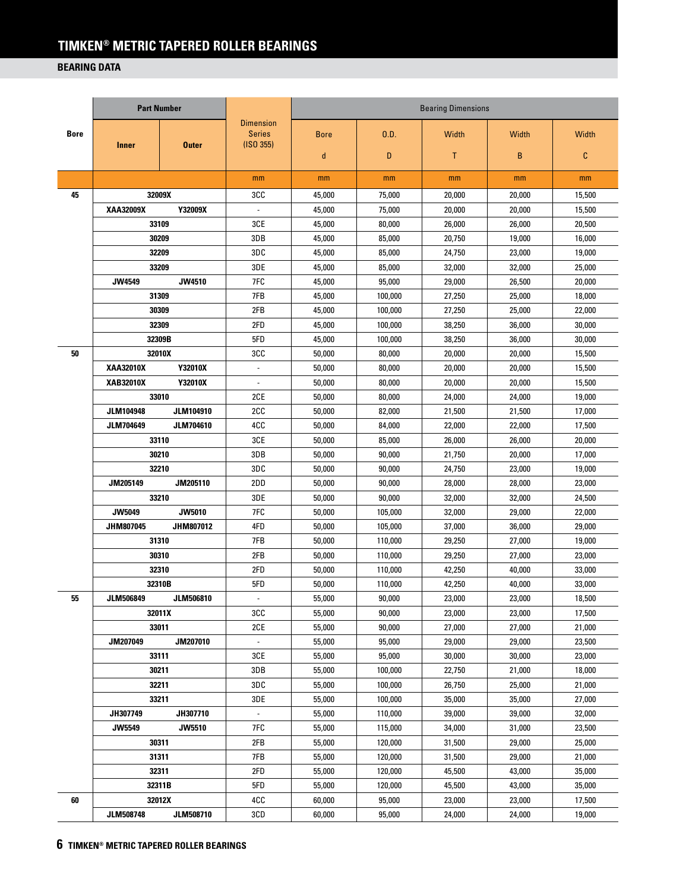# TIMKEN® METRIC TAPERED ROLLER BEARINGS

## BEARING DATA

| Bore | Part Number | | Dimension Series (ISO 355) | Bearing Dimensions | | | | |
|---|---|---|---|---|---|---|---|---|
| | Inner | Outer | | Bore d | O.D. D | Width T | Width B | Width C |
| | | | mm | mm | mm | mm | mm | mm |
| 45 | 32009X | | 3CC | 45,000 | 75,000 | 20,000 | 20,000 | 15,500 |
| | XAA32009X | Y32009X | - | 45,000 | 75,000 | 20,000 | 20,000 | 15,500 |
| | 33109 | | 3CE | 45,000 | 80,000 | 26,000 | 26,000 | 20,500 |
| | 30209 | | 3DB | 45,000 | 85,000 | 20,750 | 19,000 | 16,000 |
| | 32209 | | 3DC | 45,000 | 85,000 | 24,750 | 23,000 | 19,000 |
| | 33209 | | 3DE | 45,000 | 85,000 | 32,000 | 32,000 | 25,000 |
| | JW4549 | JW4510 | 7FC | 45,000 | 95,000 | 29,000 | 26,500 | 20,000 |
| | 31309 | | 7FB | 45,000 | 100,000 | 27,250 | 25,000 | 18,000 |
| | 30309 | | 2FB | 45,000 | 100,000 | 27,250 | 25,000 | 22,000 |
| | 32309 | | 2FD | 45,000 | 100,000 | 38,250 | 36,000 | 30,000 |
| | 32309B | | 5FD | 45,000 | 100,000 | 38,250 | 36,000 | 30,000 |
| 50 | 32010X | | 3CC | 50,000 | 80,000 | 20,000 | 20,000 | 15,500 |
| | XAA32010X | Y32010X | - | 50,000 | 80,000 | 20,000 | 20,000 | 15,500 |
| | XAB32010X | Y32010X | - | 50,000 | 80,000 | 20,000 | 20,000 | 15,500 |
| | 33010 | | 2CE | 50,000 | 80,000 | 24,000 | 24,000 | 19,000 |
| | JLM104948 | JLM104910 | 2CC | 50,000 | 82,000 | 21,500 | 21,500 | 17,000 |
| | JLM704649 | JLM704610 | 4CC | 50,000 | 84,000 | 22,000 | 22,000 | 17,500 |
| | 33110 | | 3CE | 50,000 | 85,000 | 26,000 | 26,000 | 20,000 |
| | 30210 | | 3DB | 50,000 | 90,000 | 21,750 | 20,000 | 17,000 |
| | 32210 | | 3DC | 50,000 | 90,000 | 24,750 | 23,000 | 19,000 |
| | JM205149 | JM205110 | 2DD | 50,000 | 90,000 | 28,000 | 28,000 | 23,000 |
| | 33210 | | 3DE | 50,000 | 90,000 | 32,000 | 32,000 | 24,500 |
| | JW5049 | JW5010 | 7FC | 50,000 | 105,000 | 32,000 | 29,000 | 22,000 |
| | JHM807045 | JHM807012 | 4FD | 50,000 | 105,000 | 37,000 | 36,000 | 29,000 |
| | 31310 | | 7FB | 50,000 | 110,000 | 29,250 | 27,000 | 19,000 |
| | 30310 | | 2FB | 50,000 | 110,000 | 29,250 | 27,000 | 23,000 |
| | 32310 | | 2FD | 50,000 | 110,000 | 42,250 | 40,000 | 33,000 |
| | 32310B | | 5FD | 50,000 | 110,000 | 42,250 | 40,000 | 33,000 |
| 55 | JLM506849 | JLM506810 | - | 55,000 | 90,000 | 23,000 | 23,000 | 18,500 |
| | 32011X | | 3CC | 55,000 | 90,000 | 23,000 | 23,000 | 17,500 |
| | 33011 | | 2CE | 55,000 | 90,000 | 27,000 | 27,000 | 21,000 |
| | JM207049 | JM207010 | - | 55,000 | 95,000 | 29,000 | 29,000 | 23,500 |
| | 33111 | | 3CE | 55,000 | 95,000 | 30,000 | 30,000 | 23,000 |
| | 30211 | | 3DB | 55,000 | 100,000 | 22,750 | 21,000 | 18,000 |
| | 32211 | | 3DC | 55,000 | 100,000 | 26,750 | 25,000 | 21,000 |
| | 33211 | | 3DE | 55,000 | 100,000 | 35,000 | 35,000 | 27,000 |
| | JH307749 | JH307710 | - | 55,000 | 110,000 | 39,000 | 39,000 | 32,000 |
| | JW5549 | JW5510 | 7FC | 55,000 | 115,000 | 34,000 | 31,000 | 23,500 |
| | 30311 | | 2FB | 55,000 | 120,000 | 31,500 | 29,000 | 25,000 |
| | 31311 | | 7FB | 55,000 | 120,000 | 31,500 | 29,000 | 21,000 |
| | 32311 | | 2FD | 55,000 | 120,000 | 45,500 | 43,000 | 35,000 |
| | 32311B | | 5FD | 55,000 | 120,000 | 45,500 | 43,000 | 35,000 |
| 60 | 32012X | | 4CC | 60,000 | 95,000 | 23,000 | 23,000 | 17,500 |
| | JLM508748 | JLM508710 | 3CD | 60,000 | 95,000 | 24,000 | 24,000 | 19,000 |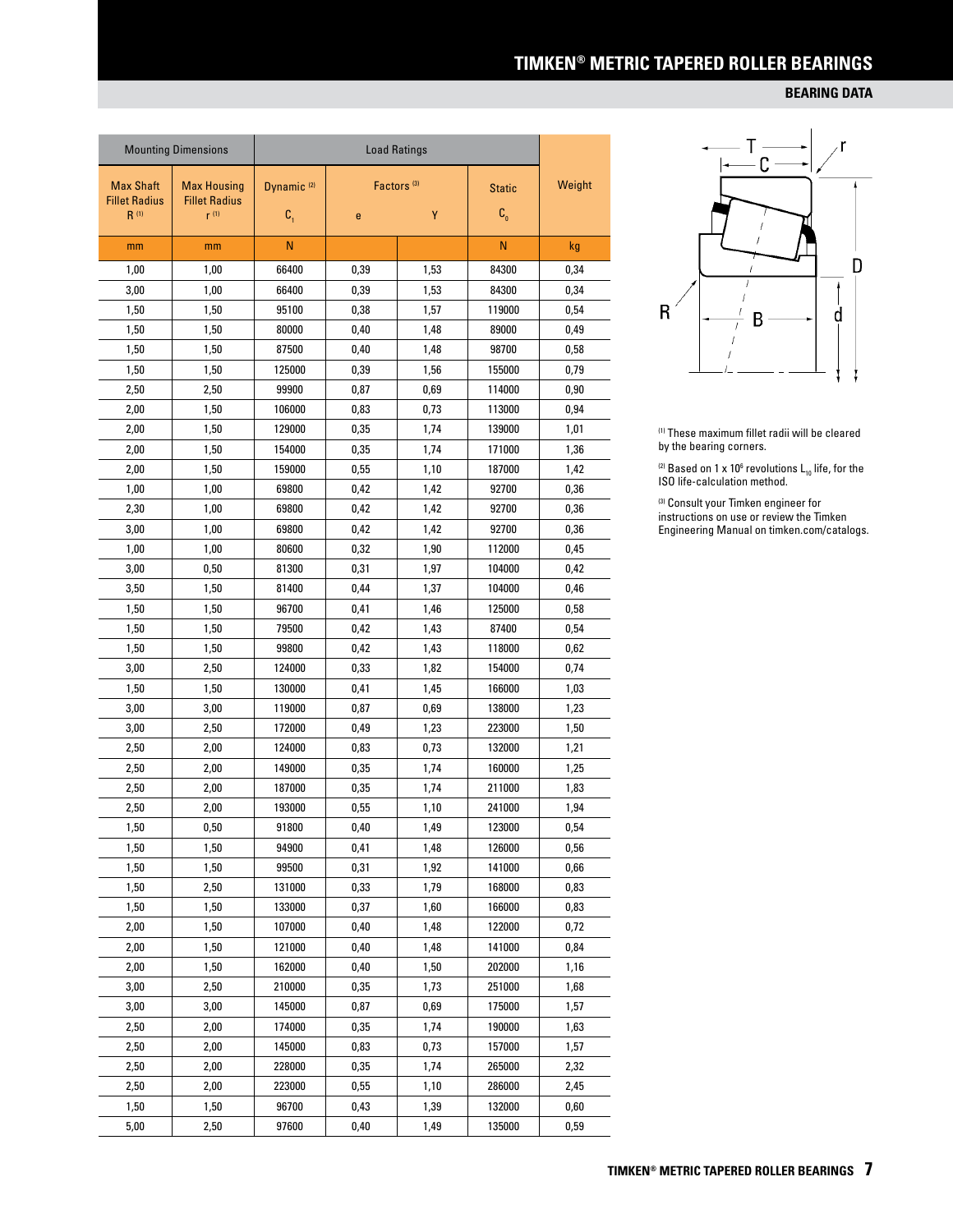## BEARING DATA

| Mounting Dimensions | | Load Ratings | | | | Weight |
|---|---|---|---|---|---|---|
| Max Shaft Fillet Radius R [1] | Max Housing Fillet Radius r [1] | Dynamic [2] $C_1$ | Factors [3] e | Factors [3] Y | Static $C_0$ | Weight |
| mm | mm | N | | | N | kg |
| 1,00 | 1,00 | 66400 | 0,39 | 1,53 | 84300 | 0,34 |
| 3,00 | 1,00 | 66400 | 0,39 | 1,53 | 84300 | 0,34 |
| 1,50 | 1,50 | 95100 | 0,38 | 1,57 | 119000 | 0,54 |
| 1,50 | 1,50 | 80000 | 0,40 | 1,48 | 89000 | 0,49 |
| 1,50 | 1,50 | 87500 | 0,40 | 1,48 | 98700 | 0,58 |
| 1,50 | 1,50 | 125000 | 0,39 | 1,56 | 155000 | 0,79 |
| 2,50 | 2,50 | 99900 | 0,87 | 0,69 | 114000 | 0,90 |
| 2,00 | 1,50 | 106000 | 0,83 | 0,73 | 113000 | 0,94 |
| 2,00 | 1,50 | 129000 | 0,35 | 1,74 | 139000 | 1,01 |
| 2,00 | 1,50 | 154000 | 0,35 | 1,74 | 171000 | 1,36 |
| 2,00 | 1,50 | 159000 | 0,55 | 1,10 | 187000 | 1,42 |
| 1,00 | 1,00 | 69800 | 0,42 | 1,42 | 92700 | 0,36 |
| 2,30 | 1,00 | 69800 | 0,42 | 1,42 | 92700 | 0,36 |
| 3,00 | 1,00 | 69800 | 0,42 | 1,42 | 92700 | 0,36 |
| 1,00 | 1,00 | 80600 | 0,32 | 1,90 | 112000 | 0,45 |
| 3,00 | 0,50 | 81300 | 0,31 | 1,97 | 104000 | 0,42 |
| 3,50 | 1,50 | 81400 | 0,44 | 1,37 | 104000 | 0,46 |
| 1,50 | 1,50 | 96700 | 0,41 | 1,46 | 125000 | 0,58 |
| 1,50 | 1,50 | 79500 | 0,42 | 1,43 | 87400 | 0,54 |
| 1,50 | 1,50 | 99800 | 0,42 | 1,43 | 118000 | 0,62 |
| 3,00 | 2,50 | 124000 | 0,33 | 1,82 | 154000 | 0,74 |
| 1,50 | 1,50 | 130000 | 0,41 | 1,45 | 166000 | 1,03 |
| 3,00 | 3,00 | 119000 | 0,87 | 0,69 | 138000 | 1,23 |
| 3,00 | 2,50 | 172000 | 0,49 | 1,23 | 223000 | 1,50 |
| 2,50 | 2,00 | 124000 | 0,83 | 0,73 | 132000 | 1,21 |
| 2,50 | 2,00 | 149000 | 0,35 | 1,74 | 160000 | 1,25 |
| 2,50 | 2,00 | 187000 | 0,35 | 1,74 | 211000 | 1,83 |
| 2,50 | 2,00 | 193000 | 0,55 | 1,10 | 241000 | 1,94 |
| 1,50 | 0,50 | 91800 | 0,40 | 1,49 | 123000 | 0,54 |
| 1,50 | 1,50 | 94900 | 0,41 | 1,48 | 126000 | 0,56 |
| 1,50 | 1,50 | 99500 | 0,31 | 1,92 | 141000 | 0,66 |
| 1,50 | 2,50 | 131000 | 0,33 | 1,79 | 168000 | 0,83 |
| 1,50 | 1,50 | 133000 | 0,37 | 1,60 | 166000 | 0,83 |
| 2,00 | 1,50 | 107000 | 0,40 | 1,48 | 122000 | 0,72 |
| 2,00 | 1,50 | 121000 | 0,40 | 1,48 | 141000 | 0,84 |
| 2,00 | 1,50 | 162000 | 0,40 | 1,50 | 202000 | 1,16 |
| 3,00 | 2,50 | 210000 | 0,35 | 1,73 | 251000 | 1,68 |
| 3,00 | 3,00 | 145000 | 0,87 | 0,69 | 175000 | 1,57 |
| 2,50 | 2,00 | 174000 | 0,35 | 1,74 | 190000 | 1,63 |
| 2,50 | 2,00 | 145000 | 0,83 | 0,73 | 157000 | 1,57 |
| 2,50 | 2,00 | 228000 | 0,35 | 1,74 | 265000 | 2,32 |
| 2,50 | 2,00 | 223000 | 0,55 | 1,10 | 286000 | 2,45 |
| 1,50 | 1,50 | 96700 | 0,43 | 1,39 | 132000 | 0,60 |
| 5,00 | 2,50 | 97600 | 0,40 | 1,49 | 135000 | 0,59 |

[1] These maximum fillet radii will be cleared by the bearing corners.

[2] Based on 1 x $10^6$ revolutions $L_{10}$ life, for the ISO life-calculation method.

[3] Consult your Timken engineer for instructions on use or review the Timken Engineering Manual on timken.com/catalogs.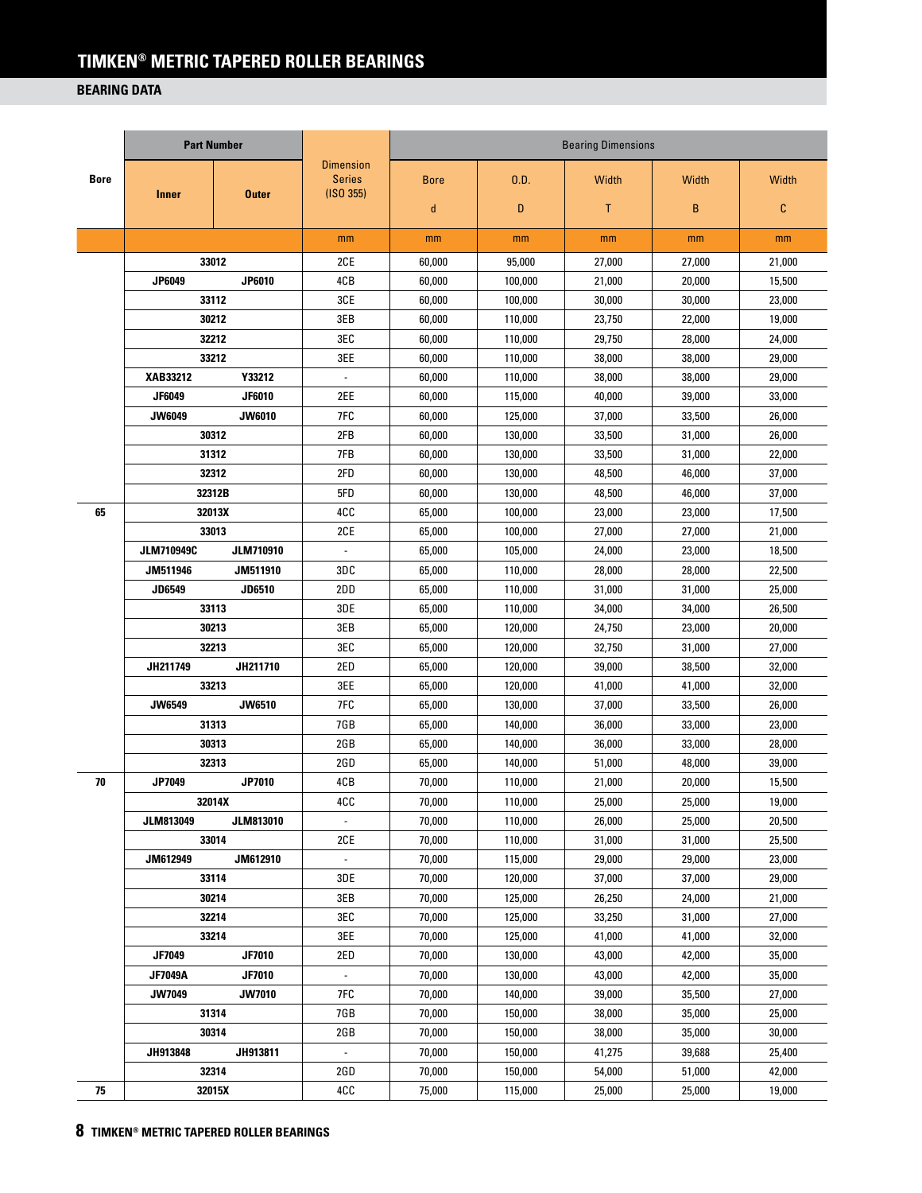# TIMKEN® METRIC TAPERED ROLLER BEARINGS

## BEARING DATA

| Bore | Part Number | | Dimension Series (ISO 355) | Bearing Dimensions | | | | |
|---|---|---|---|---|---|---|---|---|
| | Inner | Outer | | Bore d | O.D. D | Width T | Width B | Width C |
| | | | mm | mm | mm | mm | mm | mm |
| | 33012 | | 2CE | 60,000 | 95,000 | 27,000 | 27,000 | 21,000 |
| | JP6049 | JP6010 | 4CB | 60,000 | 100,000 | 21,000 | 20,000 | 15,500 |
| | 33112 | | 3CE | 60,000 | 100,000 | 30,000 | 30,000 | 23,000 |
| | 30212 | | 3EB | 60,000 | 110,000 | 23,750 | 22,000 | 19,000 |
| | 32212 | | 3EC | 60,000 | 110,000 | 29,750 | 28,000 | 24,000 |
| | 33212 | | 3EE | 60,000 | 110,000 | 38,000 | 38,000 | 29,000 |
| | XAB33212 | Y33212 | - | 60,000 | 110,000 | 38,000 | 38,000 | 29,000 |
| | JF6049 | JF6010 | 2EE | 60,000 | 115,000 | 40,000 | 39,000 | 33,000 |
| | JW6049 | JW6010 | 7FC | 60,000 | 125,000 | 37,000 | 33,500 | 26,000 |
| | 30312 | | 2FB | 60,000 | 130,000 | 33,500 | 31,000 | 26,000 |
| | 31312 | | 7FB | 60,000 | 130,000 | 33,500 | 31,000 | 22,000 |
| | 32312 | | 2FD | 60,000 | 130,000 | 48,500 | 46,000 | 37,000 |
| | 32312B | | 5FD | 60,000 | 130,000 | 48,500 | 46,000 | 37,000 |
| 65 | 32013X | | 4CC | 65,000 | 100,000 | 23,000 | 23,000 | 17,500 |
| | 33013 | | 2CE | 65,000 | 100,000 | 27,000 | 27,000 | 21,000 |
| | JLM710949C | JLM710910 | - | 65,000 | 105,000 | 24,000 | 23,000 | 18,500 |
| | JM511946 | JM511910 | 3DC | 65,000 | 110,000 | 28,000 | 28,000 | 22,500 |
| | JD6549 | JD6510 | 2DD | 65,000 | 110,000 | 31,000 | 31,000 | 25,000 |
| | 33113 | | 3DE | 65,000 | 110,000 | 34,000 | 34,000 | 26,500 |
| | 30213 | | 3EB | 65,000 | 120,000 | 24,750 | 23,000 | 20,000 |
| | 32213 | | 3EC | 65,000 | 120,000 | 32,750 | 31,000 | 27,000 |
| | JH211749 | JH211710 | 2ED | 65,000 | 120,000 | 39,000 | 38,500 | 32,000 |
| | 33213 | | 3EE | 65,000 | 120,000 | 41,000 | 41,000 | 32,000 |
| | JW6549 | JW6510 | 7FC | 65,000 | 130,000 | 37,000 | 33,500 | 26,000 |
| | 31313 | | 7GB | 65,000 | 140,000 | 36,000 | 33,000 | 23,000 |
| | 30313 | | 2GB | 65,000 | 140,000 | 36,000 | 33,000 | 28,000 |
| | 32313 | | 2GD | 65,000 | 140,000 | 51,000 | 48,000 | 39,000 |
| 70 | JP7049 | JP7010 | 4CB | 70,000 | 110,000 | 21,000 | 20,000 | 15,500 |
| | 32014X | | 4CC | 70,000 | 110,000 | 25,000 | 25,000 | 19,000 |
| | JLM813049 | JLM813010 | - | 70,000 | 110,000 | 26,000 | 25,000 | 20,500 |
| | 33014 | | 2CE | 70,000 | 110,000 | 31,000 | 31,000 | 25,500 |
| | JM612949 | JM612910 | - | 70,000 | 115,000 | 29,000 | 29,000 | 23,000 |
| | 33114 | | 3DE | 70,000 | 120,000 | 37,000 | 37,000 | 29,000 |
| | 30214 | | 3EB | 70,000 | 125,000 | 26,250 | 24,000 | 21,000 |
| | 32214 | | 3EC | 70,000 | 125,000 | 33,250 | 31,000 | 27,000 |
| | 33214 | | 3EE | 70,000 | 125,000 | 41,000 | 41,000 | 32,000 |
| | JF7049 | JF7010 | 2ED | 70,000 | 130,000 | 43,000 | 42,000 | 35,000 |
| | JF7049A | JF7010 | - | 70,000 | 130,000 | 43,000 | 42,000 | 35,000 |
| | JW7049 | JW7010 | 7FC | 70,000 | 140,000 | 39,000 | 35,500 | 27,000 |
| | 31314 | | 7GB | 70,000 | 150,000 | 38,000 | 35,000 | 25,000 |
| | 30314 | | 2GB | 70,000 | 150,000 | 38,000 | 35,000 | 30,000 |
| | JH913848 | JH913811 | - | 70,000 | 150,000 | 41,275 | 39,688 | 25,400 |
| | 32314 | | 2GD | 70,000 | 150,000 | 54,000 | 51,000 | 42,000 |
| 75 | 32015X | | 4CC | 75,000 | 115,000 | 25,000 | 25,000 | 19,000 |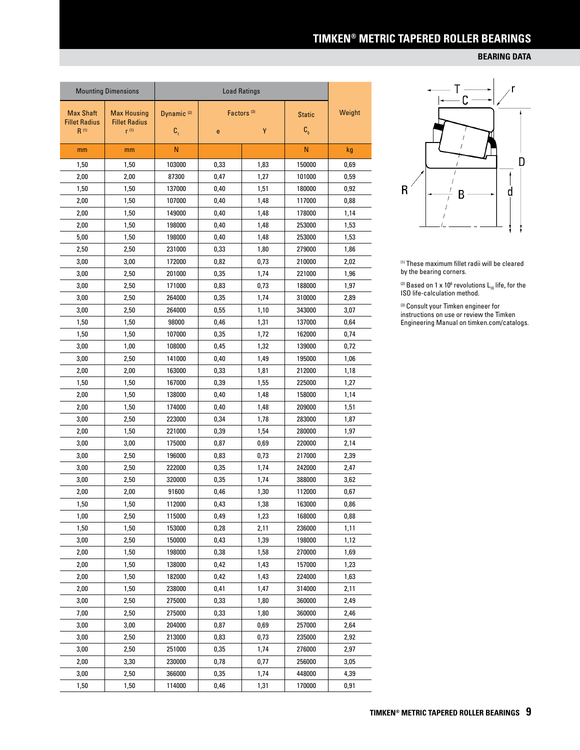## BEARING DATA

| Mounting Dimensions | | Load Ratings | | | | Weight |
|---|---|---|---|---|---|---|
| Max Shaft Fillet Radius R [1] | Max Housing Fillet Radius r [1] | Dynamic [2] $C_1$ | Factors [3] e | Y | Static $C_0$ | |
| mm | mm | N | | | N | kg |
| 1,50 | 1,50 | 103000 | 0,33 | 1,83 | 150000 | 0,69 |
| 2,00 | 2,00 | 87300 | 0,47 | 1,27 | 101000 | 0,59 |
| 1,50 | 1,50 | 137000 | 0,40 | 1,51 | 180000 | 0,92 |
| 2,00 | 1,50 | 107000 | 0,40 | 1,48 | 117000 | 0,88 |
| 2,00 | 1,50 | 149000 | 0,40 | 1,48 | 178000 | 1,14 |
| 2,00 | 1,50 | 198000 | 0,40 | 1,48 | 253000 | 1,53 |
| 5,00 | 1,50 | 198000 | 0,40 | 1,48 | 253000 | 1,53 |
| 2,50 | 2,50 | 231000 | 0,33 | 1,80 | 279000 | 1,86 |
| 3,00 | 3,00 | 172000 | 0,82 | 0,73 | 210000 | 2,02 |
| 3,00 | 2,50 | 201000 | 0,35 | 1,74 | 221000 | 1,96 |
| 3,00 | 2,50 | 171000 | 0,83 | 0,73 | 188000 | 1,97 |
| 3,00 | 2,50 | 264000 | 0,35 | 1,74 | 310000 | 2,89 |
| 3,00 | 2,50 | 264000 | 0,55 | 1,10 | 343000 | 3,07 |
| 1,50 | 1,50 | 98000 | 0,46 | 1,31 | 137000 | 0,64 |
| 1,50 | 1,50 | 107000 | 0,35 | 1,72 | 162000 | 0,74 |
| 3,00 | 1,00 | 108000 | 0,45 | 1,32 | 139000 | 0,72 |
| 3,00 | 2,50 | 141000 | 0,40 | 1,49 | 195000 | 1,06 |
| 2,00 | 2,00 | 163000 | 0,33 | 1,81 | 212000 | 1,18 |
| 1,50 | 1,50 | 167000 | 0,39 | 1,55 | 225000 | 1,27 |
| 2,00 | 1,50 | 138000 | 0,40 | 1,48 | 158000 | 1,14 |
| 2,00 | 1,50 | 174000 | 0,40 | 1,48 | 209000 | 1,51 |
| 3,00 | 2,50 | 223000 | 0,34 | 1,78 | 283000 | 1,87 |
| 2,00 | 1,50 | 221000 | 0,39 | 1,54 | 280000 | 1,97 |
| 3,00 | 3,00 | 175000 | 0,87 | 0,69 | 220000 | 2,14 |
| 3,00 | 2,50 | 196000 | 0,83 | 0,73 | 217000 | 2,39 |
| 3,00 | 2,50 | 222000 | 0,35 | 1,74 | 242000 | 2,47 |
| 3,00 | 2,50 | 320000 | 0,35 | 1,74 | 388000 | 3,62 |
| 2,00 | 2,00 | 91600 | 0,46 | 1,30 | 112000 | 0,67 |
| 1,50 | 1,50 | 112000 | 0,43 | 1,38 | 163000 | 0,86 |
| 1,00 | 2,50 | 115000 | 0,49 | 1,23 | 168000 | 0,88 |
| 1,50 | 1,50 | 153000 | 0,28 | 2,11 | 236000 | 1,11 |
| 3,00 | 2,50 | 150000 | 0,43 | 1,39 | 198000 | 1,12 |
| 2,00 | 1,50 | 198000 | 0,38 | 1,58 | 270000 | 1,69 |
| 2,00 | 1,50 | 138000 | 0,42 | 1,43 | 157000 | 1,23 |
| 2,00 | 1,50 | 182000 | 0,42 | 1,43 | 224000 | 1,63 |
| 2,00 | 1,50 | 238000 | 0,41 | 1,47 | 314000 | 2,11 |
| 3,00 | 2,50 | 275000 | 0,33 | 1,80 | 360000 | 2,49 |
| 7,00 | 2,50 | 275000 | 0,33 | 1,80 | 360000 | 2,46 |
| 3,00 | 3,00 | 204000 | 0,87 | 0,69 | 257000 | 2,64 |
| 3,00 | 2,50 | 213000 | 0,83 | 0,73 | 235000 | 2,92 |
| 3,00 | 2,50 | 251000 | 0,35 | 1,74 | 276000 | 2,97 |
| 2,00 | 3,30 | 230000 | 0,78 | 0,77 | 256000 | 3,05 |
| 3,00 | 2,50 | 366000 | 0,35 | 1,74 | 448000 | 4,39 |
| 1,50 | 1,50 | 114000 | 0,46 | 1,31 | 170000 | 0,91 |

T C r D R B d

[1] These maximum fillet radii will be cleared by the bearing corners.

[2] Based on 1 x $10^6$ revolutions $L_{10}$ life, for the ISO life-calculation method.

[3] Consult your Timken engineer for instructions on use or review the Timken Engineering Manual on timken.com/catalogs.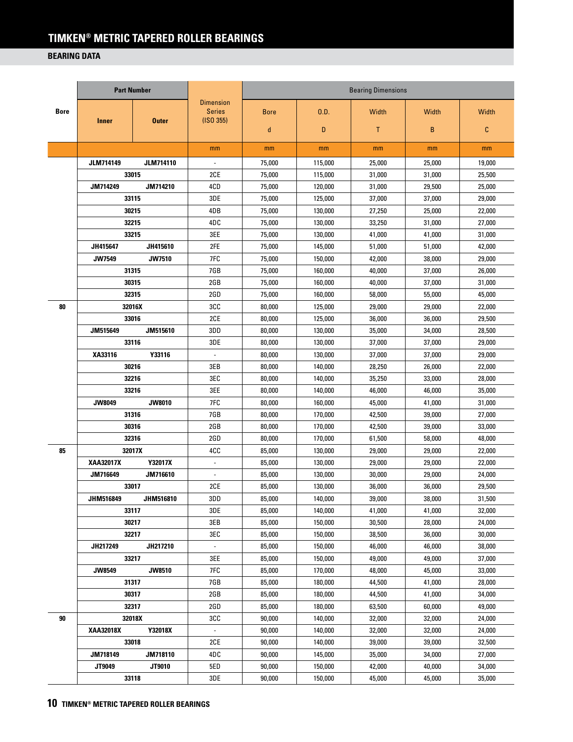# TIMKEN® METRIC TAPERED ROLLER BEARINGS

## BEARING DATA

| Bore | Part Number | | Dimension Series (ISO 355) | Bearing Dimensions | | | | |
|---|---|---|---|---|---|---|---|---|
| | Inner | Outer | | Bore d | O.D. D | Width T | Width B | Width C |
| | | | mm | mm | mm | mm | mm | mm |
| | JLM714149 | JLM714110 | - | 75,000 | 115,000 | 25,000 | 25,000 | 19,000 |
| | 33015 | | 2CE | 75,000 | 115,000 | 31,000 | 31,000 | 25,500 |
| | JM714249 | JM714210 | 4CD | 75,000 | 120,000 | 31,000 | 29,500 | 25,000 |
| | 33115 | | 3DE | 75,000 | 125,000 | 37,000 | 37,000 | 29,000 |
| | 30215 | | 4DB | 75,000 | 130,000 | 27,250 | 25,000 | 22,000 |
| | 32215 | | 4DC | 75,000 | 130,000 | 33,250 | 31,000 | 27,000 |
| | 33215 | | 3EE | 75,000 | 130,000 | 41,000 | 41,000 | 31,000 |
| | JH415647 | JH415610 | 2FE | 75,000 | 145,000 | 51,000 | 51,000 | 42,000 |
| | JW7549 | JW7510 | 7FC | 75,000 | 150,000 | 42,000 | 38,000 | 29,000 |
| | 31315 | | 7GB | 75,000 | 160,000 | 40,000 | 37,000 | 26,000 |
| | 30315 | | 2GB | 75,000 | 160,000 | 40,000 | 37,000 | 31,000 |
| | 32315 | | 2GD | 75,000 | 160,000 | 58,000 | 55,000 | 45,000 |
| 80 | 32016X | | 3CC | 80,000 | 125,000 | 29,000 | 29,000 | 22,000 |
| | 33016 | | 2CE | 80,000 | 125,000 | 36,000 | 36,000 | 29,500 |
| | JM515649 | JM515610 | 3DD | 80,000 | 130,000 | 35,000 | 34,000 | 28,500 |
| | 33116 | | 3DE | 80,000 | 130,000 | 37,000 | 37,000 | 29,000 |
| | XA33116 | Y33116 | - | 80,000 | 130,000 | 37,000 | 37,000 | 29,000 |
| | 30216 | | 3EB | 80,000 | 140,000 | 28,250 | 26,000 | 22,000 |
| | 32216 | | 3EC | 80,000 | 140,000 | 35,250 | 33,000 | 28,000 |
| | 33216 | | 3EE | 80,000 | 140,000 | 46,000 | 46,000 | 35,000 |
| | JW8049 | JW8010 | 7FC | 80,000 | 160,000 | 45,000 | 41,000 | 31,000 |
| | 31316 | | 7GB | 80,000 | 170,000 | 42,500 | 39,000 | 27,000 |
| | 30316 | | 2GB | 80,000 | 170,000 | 42,500 | 39,000 | 33,000 |
| | 32316 | | 2GD | 80,000 | 170,000 | 61,500 | 58,000 | 48,000 |
| 85 | 32017X | | 4CC | 85,000 | 130,000 | 29,000 | 29,000 | 22,000 |
| | XAA32017X | Y32017X | - | 85,000 | 130,000 | 29,000 | 29,000 | 22,000 |
| | JM716649 | JM716610 | - | 85,000 | 130,000 | 30,000 | 29,000 | 24,000 |
| | 33017 | | 2CE | 85,000 | 130,000 | 36,000 | 36,000 | 29,500 |
| | JHM516849 | JHM516810 | 3DD | 85,000 | 140,000 | 39,000 | 38,000 | 31,500 |
| | 33117 | | 3DE | 85,000 | 140,000 | 41,000 | 41,000 | 32,000 |
| | 30217 | | 3EB | 85,000 | 150,000 | 30,500 | 28,000 | 24,000 |
| | 32217 | | 3EC | 85,000 | 150,000 | 38,500 | 36,000 | 30,000 |
| | JH217249 | JH217210 | - | 85,000 | 150,000 | 46,000 | 46,000 | 38,000 |
| | 33217 | | 3EE | 85,000 | 150,000 | 49,000 | 49,000 | 37,000 |
| | JW8549 | JW8510 | 7FC | 85,000 | 170,000 | 48,000 | 45,000 | 33,000 |
| | 31317 | | 7GB | 85,000 | 180,000 | 44,500 | 41,000 | 28,000 |
| | 30317 | | 2GB | 85,000 | 180,000 | 44,500 | 41,000 | 34,000 |
| | 32317 | | 2GD | 85,000 | 180,000 | 63,500 | 60,000 | 49,000 |
| 90 | 32018X | | 3CC | 90,000 | 140,000 | 32,000 | 32,000 | 24,000 |
| | XAA32018X | Y32018X | - | 90,000 | 140,000 | 32,000 | 32,000 | 24,000 |
| | 33018 | | 2CE | 90,000 | 140,000 | 39,000 | 39,000 | 32,500 |
| | JM718149 | JM718110 | 4DC | 90,000 | 145,000 | 35,000 | 34,000 | 27,000 |
| | JT9049 | JT9010 | 5ED | 90,000 | 150,000 | 42,000 | 40,000 | 34,000 |
| | 33118 | | 3DE | 90,000 | 150,000 | 45,000 | 45,000 | 35,000 |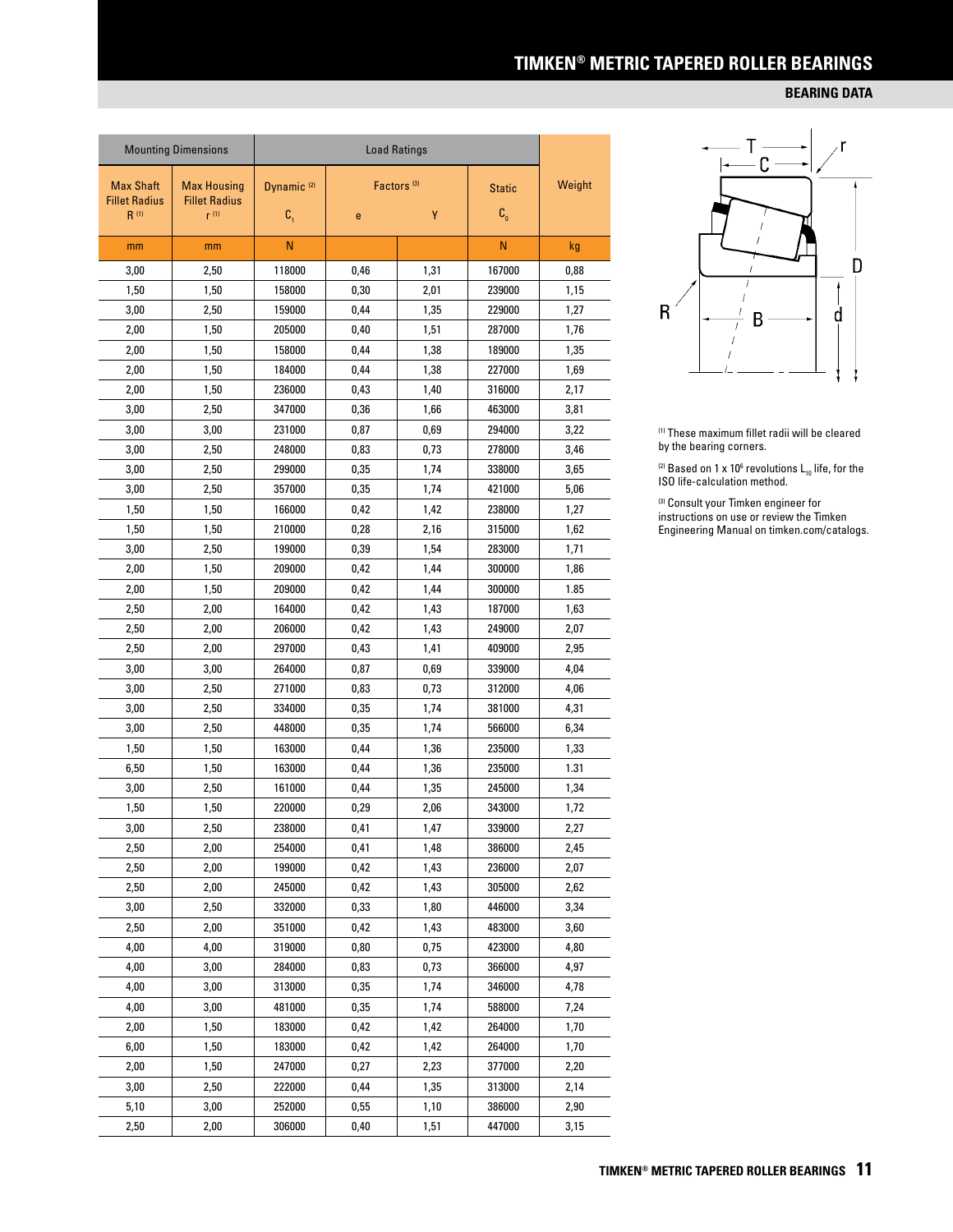# TIMKEN® METRIC TAPERED ROLLER BEARINGS

## BEARING DATA

| Mounting Dimensions | | Load Ratings | | | | Weight |
|---|---|---|---|---|---|---|
| Max Shaft Fillet Radius R [1] | Max Housing Fillet Radius r [1] | Dynamic [2] $C_1$ | Factors [3] e | Y | Static $C_0$ | |
| mm | mm | N | | | N | kg |
| 3,00 | 2,50 | 118000 | 0,46 | 1,31 | 167000 | 0,88 |
| 1,50 | 1,50 | 158000 | 0,30 | 2,01 | 239000 | 1,15 |
| 3,00 | 2,50 | 159000 | 0,44 | 1,35 | 229000 | 1,27 |
| 2,00 | 1,50 | 205000 | 0,40 | 1,51 | 287000 | 1,76 |
| 2,00 | 1,50 | 158000 | 0,44 | 1,38 | 189000 | 1,35 |
| 2,00 | 1,50 | 184000 | 0,44 | 1,38 | 227000 | 1,69 |
| 2,00 | 1,50 | 236000 | 0,43 | 1,40 | 316000 | 2,17 |
| 3,00 | 2,50 | 347000 | 0,36 | 1,66 | 463000 | 3,81 |
| 3,00 | 3,00 | 231000 | 0,87 | 0,69 | 294000 | 3,22 |
| 3,00 | 2,50 | 248000 | 0,83 | 0,73 | 278000 | 3,46 |
| 3,00 | 2,50 | 299000 | 0,35 | 1,74 | 338000 | 3,65 |
| 3,00 | 2,50 | 357000 | 0,35 | 1,74 | 421000 | 5,06 |
| 1,50 | 1,50 | 166000 | 0,42 | 1,42 | 238000 | 1,27 |
| 1,50 | 1,50 | 210000 | 0,28 | 2,16 | 315000 | 1,62 |
| 3,00 | 2,50 | 199000 | 0,39 | 1,54 | 283000 | 1,71 |
| 2,00 | 1,50 | 209000 | 0,42 | 1,44 | 300000 | 1,86 |
| 2,00 | 1,50 | 209000 | 0,42 | 1,44 | 300000 | 1.85 |
| 2,50 | 2,00 | 164000 | 0,42 | 1,43 | 187000 | 1,63 |
| 2,50 | 2,00 | 206000 | 0,42 | 1,43 | 249000 | 2,07 |
| 2,50 | 2,00 | 297000 | 0,43 | 1,41 | 409000 | 2,95 |
| 3,00 | 3,00 | 264000 | 0,87 | 0,69 | 339000 | 4,04 |
| 3,00 | 2,50 | 271000 | 0,83 | 0,73 | 312000 | 4,06 |
| 3,00 | 2,50 | 334000 | 0,35 | 1,74 | 381000 | 4,31 |
| 3,00 | 2,50 | 448000 | 0,35 | 1,74 | 566000 | 6,34 |
| 1,50 | 1,50 | 163000 | 0,44 | 1,36 | 235000 | 1,33 |
| 6,50 | 1,50 | 163000 | 0,44 | 1,36 | 235000 | 1.31 |
| 3,00 | 2,50 | 161000 | 0,44 | 1,35 | 245000 | 1,34 |
| 1,50 | 1,50 | 220000 | 0,29 | 2,06 | 343000 | 1,72 |
| 3,00 | 2,50 | 238000 | 0,41 | 1,47 | 339000 | 2,27 |
| 2,50 | 2,00 | 254000 | 0,41 | 1,48 | 386000 | 2,45 |
| 2,50 | 2,00 | 199000 | 0,42 | 1,43 | 236000 | 2,07 |
| 2,50 | 2,00 | 245000 | 0,42 | 1,43 | 305000 | 2,62 |
| 3,00 | 2,50 | 332000 | 0,33 | 1,80 | 446000 | 3,34 |
| 2,50 | 2,00 | 351000 | 0,42 | 1,43 | 483000 | 3,60 |
| 4,00 | 4,00 | 319000 | 0,80 | 0,75 | 423000 | 4,80 |
| 4,00 | 3,00 | 284000 | 0,83 | 0,73 | 366000 | 4,97 |
| 4,00 | 3,00 | 313000 | 0,35 | 1,74 | 346000 | 4,78 |
| 4,00 | 3,00 | 481000 | 0,35 | 1,74 | 588000 | 7,24 |
| 2,00 | 1,50 | 183000 | 0,42 | 1,42 | 264000 | 1,70 |
| 6,00 | 1,50 | 183000 | 0,42 | 1,42 | 264000 | 1,70 |
| 2,00 | 1,50 | 247000 | 0,27 | 2,23 | 377000 | 2,20 |
| 3,00 | 2,50 | 222000 | 0,44 | 1,35 | 313000 | 2,14 |
| 5,10 | 3,00 | 252000 | 0,55 | 1,10 | 386000 | 2,90 |
| 2,50 | 2,00 | 306000 | 0,40 | 1,51 | 447000 | 3,15 |

[1] These maximum fillet radii will be cleared by the bearing corners.

[2] Based on 1 x $10^6$ revolutions $L_{10}$ life, for the ISO life-calculation method.

[3] Consult your Timken engineer for instructions on use or review the Timken Engineering Manual on timken.com/catalogs.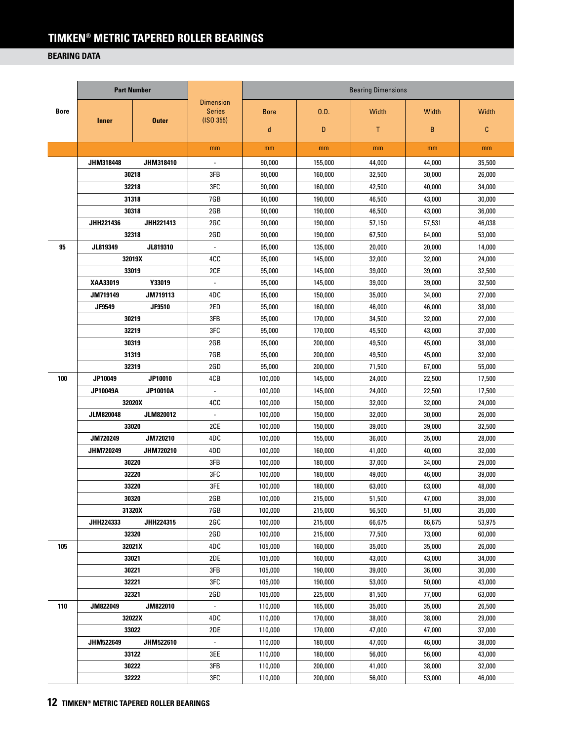# TIMKEN® METRIC TAPERED ROLLER BEARINGS

## BEARING DATA

| Bore | Part Number | | Dimension Series (ISO 355) | Bearing Dimensions | | | | |
|---|---|---|---|---|---|---|---|---|
| | Inner | Outer | | Bore d | O.D. D | Width T | Width B | Width C |
| | | | mm | mm | mm | mm | mm | mm |
| | JHM318448 | JHM318410 | - | 90,000 | 155,000 | 44,000 | 44,000 | 35,500 |
| | 30218 | | 3FB | 90,000 | 160,000 | 32,500 | 30,000 | 26,000 |
| | 32218 | | 3FC | 90,000 | 160,000 | 42,500 | 40,000 | 34,000 |
| | 31318 | | 7GB | 90,000 | 190,000 | 46,500 | 43,000 | 30,000 |
| | 30318 | | 2GB | 90,000 | 190,000 | 46,500 | 43,000 | 36,000 |
| | JHH221436 | JHH221413 | 2GC | 90,000 | 190,000 | 57,150 | 57,531 | 46,038 |
| | 32318 | | 2GD | 90,000 | 190,000 | 67,500 | 64,000 | 53,000 |
| 95 | JL819349 | JL819310 | - | 95,000 | 135,000 | 20,000 | 20,000 | 14,000 |
| | 32019X | | 4CC | 95,000 | 145,000 | 32,000 | 32,000 | 24,000 |
| | 33019 | | 2CE | 95,000 | 145,000 | 39,000 | 39,000 | 32,500 |
| | XAA33019 | Y33019 | - | 95,000 | 145,000 | 39,000 | 39,000 | 32,500 |
| | JM719149 | JM719113 | 4DC | 95,000 | 150,000 | 35,000 | 34,000 | 27,000 |
| | JF9549 | JF9510 | 2ED | 95,000 | 160,000 | 46,000 | 46,000 | 38,000 |
| | 30219 | | 3FB | 95,000 | 170,000 | 34,500 | 32,000 | 27,000 |
| | 32219 | | 3FC | 95,000 | 170,000 | 45,500 | 43,000 | 37,000 |
| | 30319 | | 2GB | 95,000 | 200,000 | 49,500 | 45,000 | 38,000 |
| | 31319 | | 7GB | 95,000 | 200,000 | 49,500 | 45,000 | 32,000 |
| | 32319 | | 2GD | 95,000 | 200,000 | 71,500 | 67,000 | 55,000 |
| 100 | JP10049 | JP10010 | 4CB | 100,000 | 145,000 | 24,000 | 22,500 | 17,500 |
| | JP10049A | JP10010A | - | 100,000 | 145,000 | 24,000 | 22,500 | 17,500 |
| | 32020X | | 4CC | 100,000 | 150,000 | 32,000 | 32,000 | 24,000 |
| | JLM820048 | JLM820012 | - | 100,000 | 150,000 | 32,000 | 30,000 | 26,000 |
| | 33020 | | 2CE | 100,000 | 150,000 | 39,000 | 39,000 | 32,500 |
| | JM720249 | JM720210 | 4DC | 100,000 | 155,000 | 36,000 | 35,000 | 28,000 |
| | JHM720249 | JHM720210 | 4DD | 100,000 | 160,000 | 41,000 | 40,000 | 32,000 |
| | 30220 | | 3FB | 100,000 | 180,000 | 37,000 | 34,000 | 29,000 |
| | 32220 | | 3FC | 100,000 | 180,000 | 49,000 | 46,000 | 39,000 |
| | 33220 | | 3FE | 100,000 | 180,000 | 63,000 | 63,000 | 48,000 |
| | 30320 | | 2GB | 100,000 | 215,000 | 51,500 | 47,000 | 39,000 |
| | 31320X | | 7GB | 100,000 | 215,000 | 56,500 | 51,000 | 35,000 |
| | JHH224333 | JHH224315 | 2GC | 100,000 | 215,000 | 66,675 | 66,675 | 53,975 |
| | 32320 | | 2GD | 100,000 | 215,000 | 77,500 | 73,000 | 60,000 |
| 105 | 32021X | | 4DC | 105,000 | 160,000 | 35,000 | 35,000 | 26,000 |
| | 33021 | | 2DE | 105,000 | 160,000 | 43,000 | 43,000 | 34,000 |
| | 30221 | | 3FB | 105,000 | 190,000 | 39,000 | 36,000 | 30,000 |
| | 32221 | | 3FC | 105,000 | 190,000 | 53,000 | 50,000 | 43,000 |
| | 32321 | | 2GD | 105,000 | 225,000 | 81,500 | 77,000 | 63,000 |
| 110 | JM822049 | JM822010 | - | 110,000 | 165,000 | 35,000 | 35,000 | 26,500 |
| | 32022X | | 4DC | 110,000 | 170,000 | 38,000 | 38,000 | 29,000 |
| | 33022 | | 2DE | 110,000 | 170,000 | 47,000 | 47,000 | 37,000 |
| | JHM522649 | JHM522610 | - | 110,000 | 180,000 | 47,000 | 46,000 | 38,000 |
| | 33122 | | 3EE | 110,000 | 180,000 | 56,000 | 56,000 | 43,000 |
| | 30222 | | 3FB | 110,000 | 200,000 | 41,000 | 38,000 | 32,000 |
| | 32222 | | 3FC | 110,000 | 200,000 | 56,000 | 53,000 | 46,000 |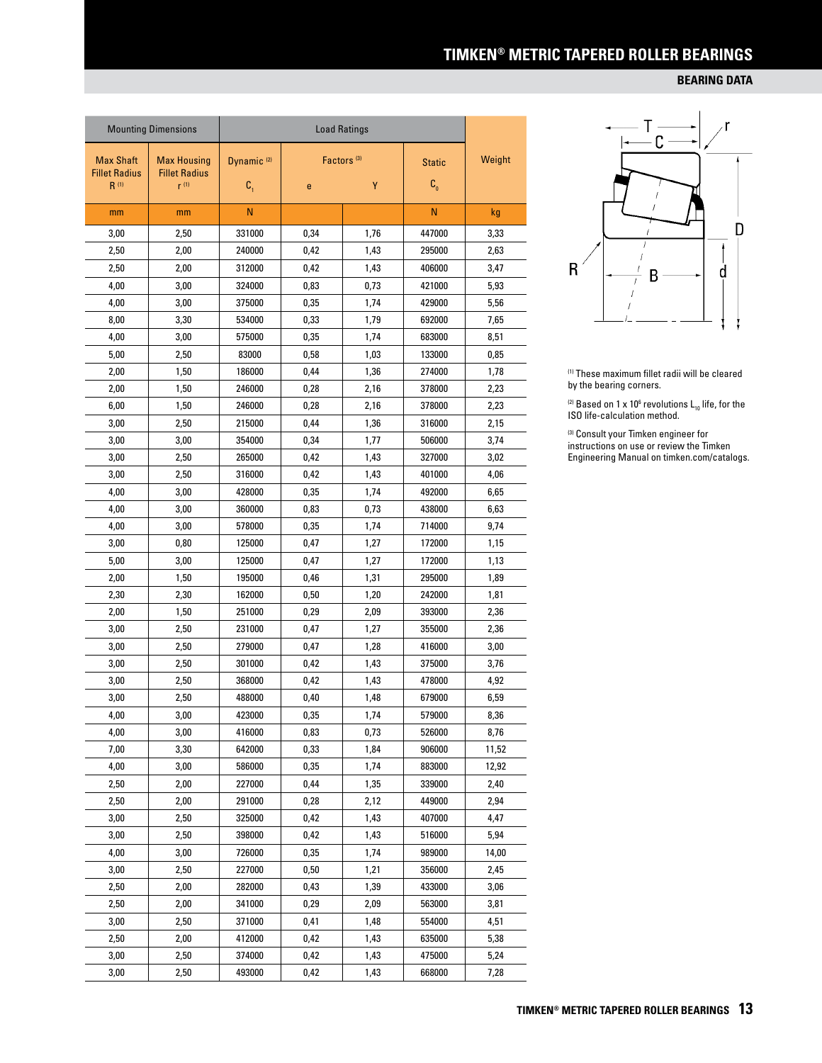## BEARING DATA

| Mounting Dimensions | | Load Ratings | | | | Weight |
|---|---|---|---|---|---|---|
| Max Shaft Fillet Radius R [1] | Max Housing Fillet Radius r [1] | Dynamic [2] $C_1$ | Factors [3] e | Factors [3] Y | Static $C_0$ | |
| mm | mm | N | | | N | kg |
| 3,00 | 2,50 | 331000 | 0,34 | 1,76 | 447000 | 3,33 |
| 2,50 | 2,00 | 240000 | 0,42 | 1,43 | 295000 | 2,63 |
| 2,50 | 2,00 | 312000 | 0,42 | 1,43 | 406000 | 3,47 |
| 4,00 | 3,00 | 324000 | 0,83 | 0,73 | 421000 | 5,93 |
| 4,00 | 3,00 | 375000 | 0,35 | 1,74 | 429000 | 5,56 |
| 8,00 | 3,30 | 534000 | 0,33 | 1,79 | 692000 | 7,65 |
| 4,00 | 3,00 | 575000 | 0,35 | 1,74 | 683000 | 8,51 |
| 5,00 | 2,50 | 83000 | 0,58 | 1,03 | 133000 | 0,85 |
| 2,00 | 1,50 | 186000 | 0,44 | 1,36 | 274000 | 1,78 |
| 2,00 | 1,50 | 246000 | 0,28 | 2,16 | 378000 | 2,23 |
| 6,00 | 1,50 | 246000 | 0,28 | 2,16 | 378000 | 2,23 |
| 3,00 | 2,50 | 215000 | 0,44 | 1,36 | 316000 | 2,15 |
| 3,00 | 3,00 | 354000 | 0,34 | 1,77 | 506000 | 3,74 |
| 3,00 | 2,50 | 265000 | 0,42 | 1,43 | 327000 | 3,02 |
| 3,00 | 2,50 | 316000 | 0,42 | 1,43 | 401000 | 4,06 |
| 4,00 | 3,00 | 428000 | 0,35 | 1,74 | 492000 | 6,65 |
| 4,00 | 3,00 | 360000 | 0,83 | 0,73 | 438000 | 6,63 |
| 4,00 | 3,00 | 578000 | 0,35 | 1,74 | 714000 | 9,74 |
| 3,00 | 0,80 | 125000 | 0,47 | 1,27 | 172000 | 1,15 |
| 5,00 | 3,00 | 125000 | 0,47 | 1,27 | 172000 | 1,13 |
| 2,00 | 1,50 | 195000 | 0,46 | 1,31 | 295000 | 1,89 |
| 2,30 | 2,30 | 162000 | 0,50 | 1,20 | 242000 | 1,81 |
| 2,00 | 1,50 | 251000 | 0,29 | 2,09 | 393000 | 2,36 |
| 3,00 | 2,50 | 231000 | 0,47 | 1,27 | 355000 | 2,36 |
| 3,00 | 2,50 | 279000 | 0,47 | 1,28 | 416000 | 3,00 |
| 3,00 | 2,50 | 301000 | 0,42 | 1,43 | 375000 | 3,76 |
| 3,00 | 2,50 | 368000 | 0,42 | 1,43 | 478000 | 4,92 |
| 3,00 | 2,50 | 488000 | 0,40 | 1,48 | 679000 | 6,59 |
| 4,00 | 3,00 | 423000 | 0,35 | 1,74 | 579000 | 8,36 |
| 4,00 | 3,00 | 416000 | 0,83 | 0,73 | 526000 | 8,76 |
| 7,00 | 3,30 | 642000 | 0,33 | 1,84 | 906000 | 11,52 |
| 4,00 | 3,00 | 586000 | 0,35 | 1,74 | 883000 | 12,92 |
| 2,50 | 2,00 | 227000 | 0,44 | 1,35 | 339000 | 2,40 |
| 2,50 | 2,00 | 291000 | 0,28 | 2,12 | 449000 | 2,94 |
| 3,00 | 2,50 | 325000 | 0,42 | 1,43 | 407000 | 4,47 |
| 3,00 | 2,50 | 398000 | 0,42 | 1,43 | 516000 | 5,94 |
| 4,00 | 3,00 | 726000 | 0,35 | 1,74 | 989000 | 14,00 |
| 3,00 | 2,50 | 227000 | 0,50 | 1,21 | 356000 | 2,45 |
| 2,50 | 2,00 | 282000 | 0,43 | 1,39 | 433000 | 3,06 |
| 2,50 | 2,00 | 341000 | 0,29 | 2,09 | 563000 | 3,81 |
| 3,00 | 2,50 | 371000 | 0,41 | 1,48 | 554000 | 4,51 |
| 2,50 | 2,00 | 412000 | 0,42 | 1,43 | 635000 | 5,38 |
| 3,00 | 2,50 | 374000 | 0,42 | 1,43 | 475000 | 5,24 |
| 3,00 | 2,50 | 493000 | 0,42 | 1,43 | 668000 | 7,28 |

[1] These maximum fillet radii will be cleared by the bearing corners.

[2] Based on 1 x $10^6$ revolutions $L_{10}$ life, for the ISO life-calculation method.

[3] Consult your Timken engineer for instructions on use or review the Timken Engineering Manual on timken.com/catalogs.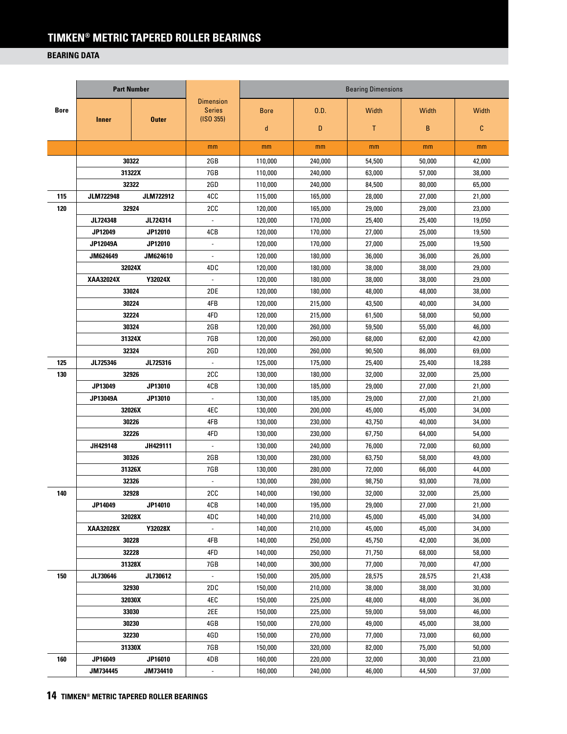# TIMKEN® METRIC TAPERED ROLLER BEARINGS

## BEARING DATA

| Bore | Part Number | | Dimension Series (ISO 355) | Bearing Dimensions | | | | |
|---|---|---|---|---|---|---|---|---|
| | Inner | Outer | | Bore d | O.D. D | Width T | Width B | Width C |
| | | | mm | mm | mm | mm | mm | mm |
| | 30322 | | 2GB | 110,000 | 240,000 | 54,500 | 50,000 | 42,000 |
| | 31322X | | 7GB | 110,000 | 240,000 | 63,000 | 57,000 | 38,000 |
| | 32322 | | 2GD | 110,000 | 240,000 | 84,500 | 80,000 | 65,000 |
| 115 | JLM722948 | JLM722912 | 4CC | 115,000 | 165,000 | 28,000 | 27,000 | 21,000 |
| 120 | 32924 | | 2CC | 120,000 | 165,000 | 29,000 | 29,000 | 23,000 |
| | JL724348 | JL724314 | - | 120,000 | 170,000 | 25,400 | 25,400 | 19,050 |
| | JP12049 | JP12010 | 4CB | 120,000 | 170,000 | 27,000 | 25,000 | 19,500 |
| | JP12049A | JP12010 | - | 120,000 | 170,000 | 27,000 | 25,000 | 19,500 |
| | JM624649 | JM624610 | - | 120,000 | 180,000 | 36,000 | 36,000 | 26,000 |
| | 32024X | | 4DC | 120,000 | 180,000 | 38,000 | 38,000 | 29,000 |
| | XAA32024X | Y32024X | - | 120,000 | 180,000 | 38,000 | 38,000 | 29,000 |
| | 33024 | | 2DE | 120,000 | 180,000 | 48,000 | 48,000 | 38,000 |
| | 30224 | | 4FB | 120,000 | 215,000 | 43,500 | 40,000 | 34,000 |
| | 32224 | | 4FD | 120,000 | 215,000 | 61,500 | 58,000 | 50,000 |
| | 30324 | | 2GB | 120,000 | 260,000 | 59,500 | 55,000 | 46,000 |
| | 31324X | | 7GB | 120,000 | 260,000 | 68,000 | 62,000 | 42,000 |
| | 32324 | | 2GD | 120,000 | 260,000 | 90,500 | 86,000 | 69,000 |
| 125 | JL725346 | JL725316 | - | 125,000 | 175,000 | 25,400 | 25,400 | 18,288 |
| 130 | 32926 | | 2CC | 130,000 | 180,000 | 32,000 | 32,000 | 25,000 |
| | JP13049 | JP13010 | 4CB | 130,000 | 185,000 | 29,000 | 27,000 | 21,000 |
| | JP13049A | JP13010 | - | 130,000 | 185,000 | 29,000 | 27,000 | 21,000 |
| | 32026X | | 4EC | 130,000 | 200,000 | 45,000 | 45,000 | 34,000 |
| | 30226 | | 4FB | 130,000 | 230,000 | 43,750 | 40,000 | 34,000 |
| | 32226 | | 4FD | 130,000 | 230,000 | 67,750 | 64,000 | 54,000 |
| | JH429148 | JH429111 | - | 130,000 | 240,000 | 76,000 | 72,000 | 60,000 |
| | 30326 | | 2GB | 130,000 | 280,000 | 63,750 | 58,000 | 49,000 |
| | 31326X | | 7GB | 130,000 | 280,000 | 72,000 | 66,000 | 44,000 |
| | 32326 | | - | 130,000 | 280,000 | 98,750 | 93,000 | 78,000 |
| 140 | 32928 | | 2CC | 140,000 | 190,000 | 32,000 | 32,000 | 25,000 |
| | JP14049 | JP14010 | 4CB | 140,000 | 195,000 | 29,000 | 27,000 | 21,000 |
| | 32028X | | 4DC | 140,000 | 210,000 | 45,000 | 45,000 | 34,000 |
| | XAA32028X | Y32028X | - | 140,000 | 210,000 | 45,000 | 45,000 | 34,000 |
| | 30228 | | 4FB | 140,000 | 250,000 | 45,750 | 42,000 | 36,000 |
| | 32228 | | 4FD | 140,000 | 250,000 | 71,750 | 68,000 | 58,000 |
| | 31328X | | 7GB | 140,000 | 300,000 | 77,000 | 70,000 | 47,000 |
| 150 | JL730646 | JL730612 | - | 150,000 | 205,000 | 28,575 | 28,575 | 21,438 |
| | 32930 | | 2DC | 150,000 | 210,000 | 38,000 | 38,000 | 30,000 |
| | 32030X | | 4EC | 150,000 | 225,000 | 48,000 | 48,000 | 36,000 |
| | 33030 | | 2EE | 150,000 | 225,000 | 59,000 | 59,000 | 46,000 |
| | 30230 | | 4GB | 150,000 | 270,000 | 49,000 | 45,000 | 38,000 |
| | 32230 | | 4GD | 150,000 | 270,000 | 77,000 | 73,000 | 60,000 |
| | 31330X | | 7GB | 150,000 | 320,000 | 82,000 | 75,000 | 50,000 |
| 160 | JP16049 | JP16010 | 4DB | 160,000 | 220,000 | 32,000 | 30,000 | 23,000 |
| | JM734445 | JM734410 | - | 160,000 | 240,000 | 46,000 | 44,500 | 37,000 |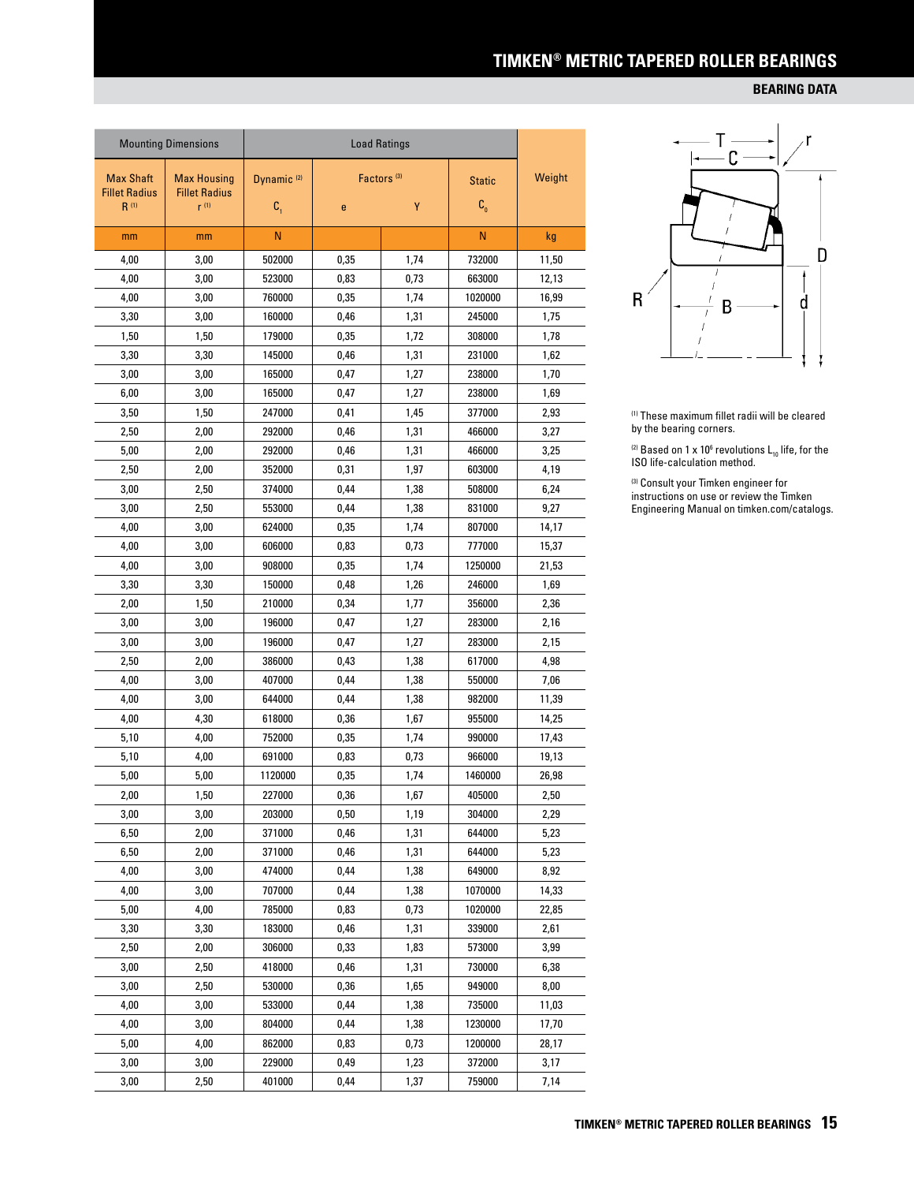## BEARING DATA

| Mounting Dimensions | | Load Ratings | | | | Weight |
|---|---|---|---|---|---|---|
| Max Shaft Fillet Radius R [1] | Max Housing Fillet Radius r [1] | Dynamic [2] $C_1$ | Factors [3] e | Y | Static $C_0$ | |
| mm | mm | N | | | N | kg |
| 4,00 | 3,00 | 502000 | 0,35 | 1,74 | 732000 | 11,50 |
| 4,00 | 3,00 | 523000 | 0,83 | 0,73 | 663000 | 12,13 |
| 4,00 | 3,00 | 760000 | 0,35 | 1,74 | 1020000 | 16,99 |
| 3,30 | 3,00 | 160000 | 0,46 | 1,31 | 245000 | 1,75 |
| 1,50 | 1,50 | 179000 | 0,35 | 1,72 | 308000 | 1,78 |
| 3,30 | 3,30 | 145000 | 0,46 | 1,31 | 231000 | 1,62 |
| 3,00 | 3,00 | 165000 | 0,47 | 1,27 | 238000 | 1,70 |
| 6,00 | 3,00 | 165000 | 0,47 | 1,27 | 238000 | 1,69 |
| 3,50 | 1,50 | 247000 | 0,41 | 1,45 | 377000 | 2,93 |
| 2,50 | 2,00 | 292000 | 0,46 | 1,31 | 466000 | 3,27 |
| 5,00 | 2,00 | 292000 | 0,46 | 1,31 | 466000 | 3,25 |
| 2,50 | 2,00 | 352000 | 0,31 | 1,97 | 603000 | 4,19 |
| 3,00 | 2,50 | 374000 | 0,44 | 1,38 | 508000 | 6,24 |
| 3,00 | 2,50 | 553000 | 0,44 | 1,38 | 831000 | 9,27 |
| 4,00 | 3,00 | 624000 | 0,35 | 1,74 | 807000 | 14,17 |
| 4,00 | 3,00 | 606000 | 0,83 | 0,73 | 777000 | 15,37 |
| 4,00 | 3,00 | 908000 | 0,35 | 1,74 | 1250000 | 21,53 |
| 3,30 | 3,30 | 150000 | 0,48 | 1,26 | 246000 | 1,69 |
| 2,00 | 1,50 | 210000 | 0,34 | 1,77 | 356000 | 2,36 |
| 3,00 | 3,00 | 196000 | 0,47 | 1,27 | 283000 | 2,16 |
| 3,00 | 3,00 | 196000 | 0,47 | 1,27 | 283000 | 2,15 |
| 2,50 | 2,00 | 386000 | 0,43 | 1,38 | 617000 | 4,98 |
| 4,00 | 3,00 | 407000 | 0,44 | 1,38 | 550000 | 7,06 |
| 4,00 | 3,00 | 644000 | 0,44 | 1,38 | 982000 | 11,39 |
| 4,00 | 4,30 | 618000 | 0,36 | 1,67 | 955000 | 14,25 |
| 5,10 | 4,00 | 752000 | 0,35 | 1,74 | 990000 | 17,43 |
| 5,10 | 4,00 | 691000 | 0,83 | 0,73 | 966000 | 19,13 |
| 5,00 | 5,00 | 1120000 | 0,35 | 1,74 | 1460000 | 26,98 |
| 2,00 | 1,50 | 227000 | 0,36 | 1,67 | 405000 | 2,50 |
| 3,00 | 3,00 | 203000 | 0,50 | 1,19 | 304000 | 2,29 |
| 6,50 | 2,00 | 371000 | 0,46 | 1,31 | 644000 | 5,23 |
| 6,50 | 2,00 | 371000 | 0,46 | 1,31 | 644000 | 5,23 |
| 4,00 | 3,00 | 474000 | 0,44 | 1,38 | 649000 | 8,92 |
| 4,00 | 3,00 | 707000 | 0,44 | 1,38 | 1070000 | 14,33 |
| 5,00 | 4,00 | 785000 | 0,83 | 0,73 | 1020000 | 22,85 |
| 3,30 | 3,30 | 183000 | 0,46 | 1,31 | 339000 | 2,61 |
| 2,50 | 2,00 | 306000 | 0,33 | 1,83 | 573000 | 3,99 |
| 3,00 | 2,50 | 418000 | 0,46 | 1,31 | 730000 | 6,38 |
| 3,00 | 2,50 | 530000 | 0,36 | 1,65 | 949000 | 8,00 |
| 4,00 | 3,00 | 533000 | 0,44 | 1,38 | 735000 | 11,03 |
| 4,00 | 3,00 | 804000 | 0,44 | 1,38 | 1230000 | 17,70 |
| 5,00 | 4,00 | 862000 | 0,83 | 0,73 | 1200000 | 28,17 |
| 3,00 | 3,00 | 229000 | 0,49 | 1,23 | 372000 | 3,17 |
| 3,00 | 2,50 | 401000 | 0,44 | 1,37 | 759000 | 7,14 |

T C r D R B d

[1] These maximum fillet radii will be cleared by the bearing corners.

[2] Based on 1 x $10^6$ revolutions $L_{10}$ life, for the ISO life-calculation method.

[3] Consult your Timken engineer for instructions on use or review the Timken Engineering Manual on timken.com/catalogs.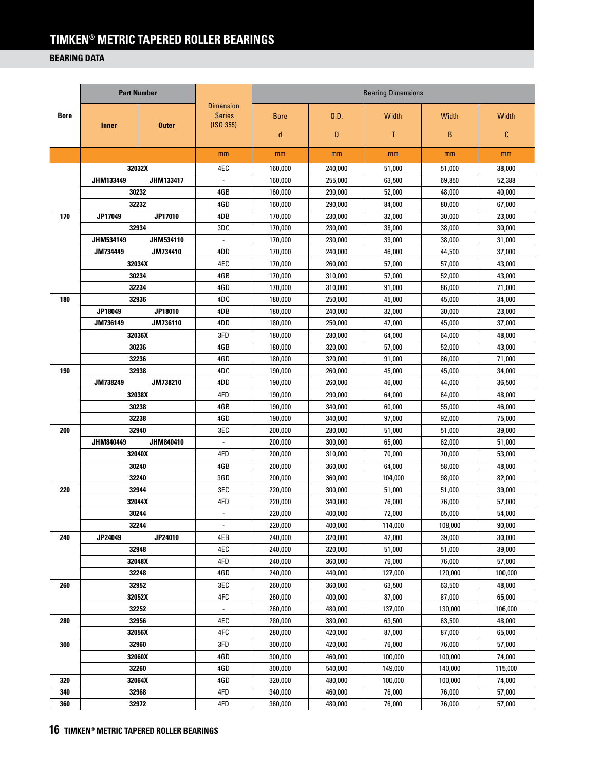# TIMKEN® METRIC TAPERED ROLLER BEARINGS

## BEARING DATA

| Bore | Part Number | | Dimension Series (ISO 355) | Bearing Dimensions | | | | |
|---|---|---|---|---|---|---|---|---|
| | Inner | Outer | | Bore d | O.D. D | Width T | Width B | Width C |
| | | | mm | mm | mm | mm | mm | mm |
| | 32032X | | 4EC | 160,000 | 240,000 | 51,000 | 51,000 | 38,000 |
| | JHM133449 | JHM133417 | - | 160,000 | 255,000 | 63,500 | 69,850 | 52,388 |
| | 30232 | | 4GB | 160,000 | 290,000 | 52,000 | 48,000 | 40,000 |
| | 32232 | | 4GD | 160,000 | 290,000 | 84,000 | 80,000 | 67,000 |
| 170 | JP17049 | JP17010 | 4DB | 170,000 | 230,000 | 32,000 | 30,000 | 23,000 |
| | 32934 | | 3DC | 170,000 | 230,000 | 38,000 | 38,000 | 30,000 |
| | JHM534149 | JHM534110 | - | 170,000 | 230,000 | 39,000 | 38,000 | 31,000 |
| | JM734449 | JM734410 | 4DD | 170,000 | 240,000 | 46,000 | 44,500 | 37,000 |
| | 32034X | | 4EC | 170,000 | 260,000 | 57,000 | 57,000 | 43,000 |
| | 30234 | | 4GB | 170,000 | 310,000 | 57,000 | 52,000 | 43,000 |
| | 32234 | | 4GD | 170,000 | 310,000 | 91,000 | 86,000 | 71,000 |
| 180 | 32936 | | 4DC | 180,000 | 250,000 | 45,000 | 45,000 | 34,000 |
| | JP18049 | JP18010 | 4DB | 180,000 | 240,000 | 32,000 | 30,000 | 23,000 |
| | JM736149 | JM736110 | 4DD | 180,000 | 250,000 | 47,000 | 45,000 | 37,000 |
| | 32036X | | 3FD | 180,000 | 280,000 | 64,000 | 64,000 | 48,000 |
| | 30236 | | 4GB | 180,000 | 320,000 | 57,000 | 52,000 | 43,000 |
| | 32236 | | 4GD | 180,000 | 320,000 | 91,000 | 86,000 | 71,000 |
| 190 | 32938 | | 4DC | 190,000 | 260,000 | 45,000 | 45,000 | 34,000 |
| | JM738249 | JM738210 | 4DD | 190,000 | 260,000 | 46,000 | 44,000 | 36,500 |
| | 32038X | | 4FD | 190,000 | 290,000 | 64,000 | 64,000 | 48,000 |
| | 30238 | | 4GB | 190,000 | 340,000 | 60,000 | 55,000 | 46,000 |
| | 32238 | | 4GD | 190,000 | 340,000 | 97,000 | 92,000 | 75,000 |
| 200 | 32940 | | 3EC | 200,000 | 280,000 | 51,000 | 51,000 | 39,000 |
| | JHM840449 | JHM840410 | - | 200,000 | 300,000 | 65,000 | 62,000 | 51,000 |
| | 32040X | | 4FD | 200,000 | 310,000 | 70,000 | 70,000 | 53,000 |
| | 30240 | | 4GB | 200,000 | 360,000 | 64,000 | 58,000 | 48,000 |
| | 32240 | | 3GD | 200,000 | 360,000 | 104,000 | 98,000 | 82,000 |
| 220 | 32944 | | 3EC | 220,000 | 300,000 | 51,000 | 51,000 | 39,000 |
| | 32044X | | 4FD | 220,000 | 340,000 | 76,000 | 76,000 | 57,000 |
| | 30244 | | - | 220,000 | 400,000 | 72,000 | 65,000 | 54,000 |
| | 32244 | | - | 220,000 | 400,000 | 114,000 | 108,000 | 90,000 |
| 240 | JP24049 | JP24010 | 4EB | 240,000 | 320,000 | 42,000 | 39,000 | 30,000 |
| | 32948 | | 4EC | 240,000 | 320,000 | 51,000 | 51,000 | 39,000 |
| | 32048X | | 4FD | 240,000 | 360,000 | 76,000 | 76,000 | 57,000 |
| | 32248 | | 4GD | 240,000 | 440,000 | 127,000 | 120,000 | 100,000 |
| 260 | 32952 | | 3EC | 260,000 | 360,000 | 63,500 | 63,500 | 48,000 |
| | 32052X | | 4FC | 260,000 | 400,000 | 87,000 | 87,000 | 65,000 |
| | 32252 | | - | 260,000 | 480,000 | 137,000 | 130,000 | 106,000 |
| 280 | 32956 | | 4EC | 280,000 | 380,000 | 63,500 | 63,500 | 48,000 |
| | 32056X | | 4FC | 280,000 | 420,000 | 87,000 | 87,000 | 65,000 |
| 300 | 32960 | | 3FD | 300,000 | 420,000 | 76,000 | 76,000 | 57,000 |
| | 32060X | | 4GD | 300,000 | 460,000 | 100,000 | 100,000 | 74,000 |
| | 32260 | | 4GD | 300,000 | 540,000 | 149,000 | 140,000 | 115,000 |
| 320 | 32064X | | 4GD | 320,000 | 480,000 | 100,000 | 100,000 | 74,000 |
| 340 | 32968 | | 4FD | 340,000 | 460,000 | 76,000 | 76,000 | 57,000 |
| 360 | 32972 | | 4FD | 360,000 | 480,000 | 76,000 | 76,000 | 57,000 |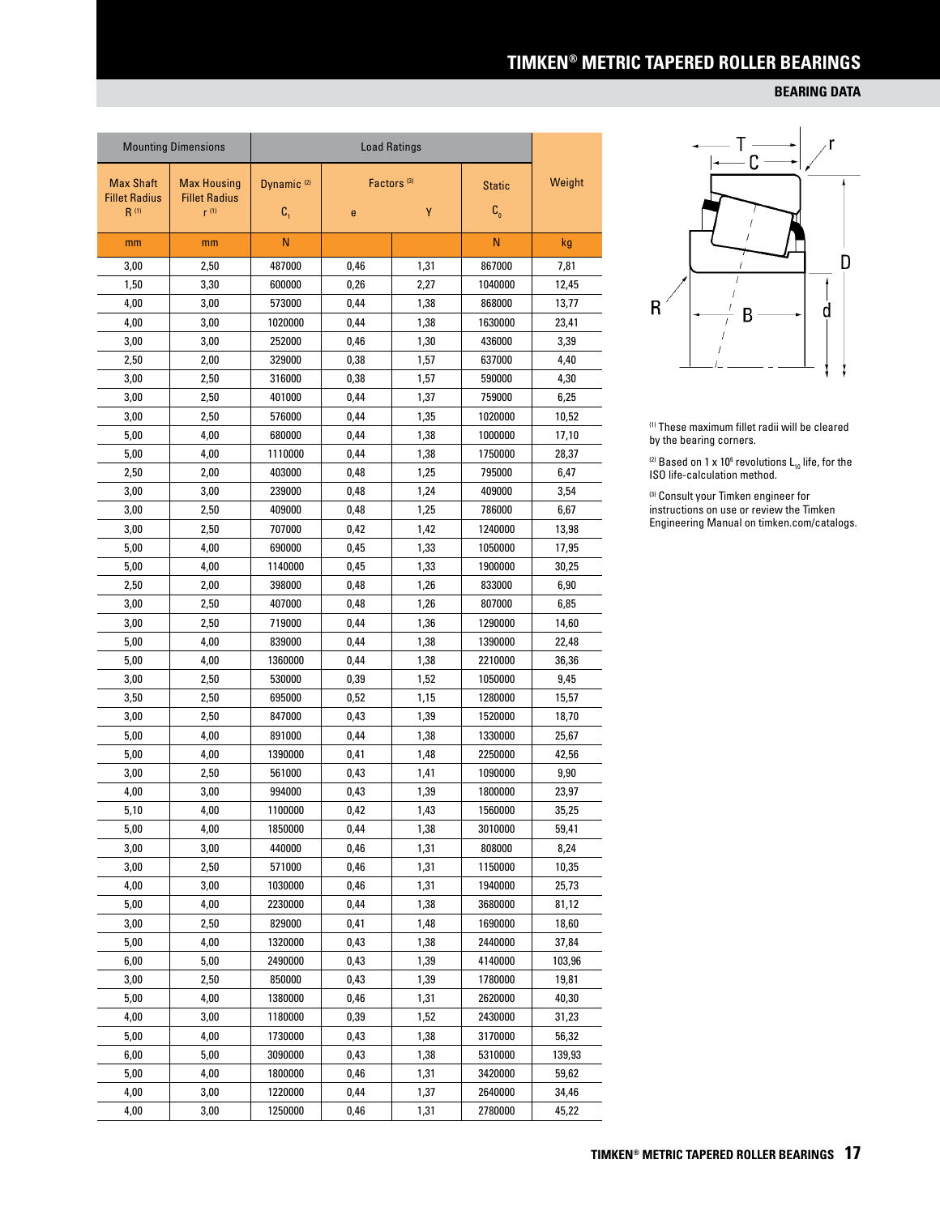## BEARING DATA

| Mounting Dimensions | | Load Ratings | | | | Weight |
|---|---|---|---|---|---|---|
| Max Shaft Fillet Radius R [1] | Max Housing Fillet Radius r [1] | Dynamic [2] $C_1$ | Factors [3] e | Y | Static $C_0$ | |
| mm | mm | N | | | N | kg |
| 3,00 | 2,50 | 487000 | 0,46 | 1,31 | 867000 | 7,81 |
| 1,50 | 3,30 | 600000 | 0,26 | 2,27 | 1040000 | 12,45 |
| 4,00 | 3,00 | 573000 | 0,44 | 1,38 | 868000 | 13,77 |
| 4,00 | 3,00 | 1020000 | 0,44 | 1,38 | 1630000 | 23,41 |
| 3,00 | 3,00 | 252000 | 0,46 | 1,30 | 436000 | 3,39 |
| 2,50 | 2,00 | 329000 | 0,38 | 1,57 | 637000 | 4,40 |
| 3,00 | 2,50 | 316000 | 0,38 | 1,57 | 590000 | 4,30 |
| 3,00 | 2,50 | 401000 | 0,44 | 1,37 | 759000 | 6,25 |
| 3,00 | 2,50 | 576000 | 0,44 | 1,35 | 1020000 | 10,52 |
| 5,00 | 4,00 | 680000 | 0,44 | 1,38 | 1000000 | 17,10 |
| 5,00 | 4,00 | 1110000 | 0,44 | 1,38 | 1750000 | 28,37 |
| 2,50 | 2,00 | 403000 | 0,48 | 1,25 | 795000 | 6,47 |
| 3,00 | 3,00 | 239000 | 0,48 | 1,24 | 409000 | 3,54 |
| 3,00 | 2,50 | 409000 | 0,48 | 1,25 | 786000 | 6,67 |
| 3,00 | 2,50 | 707000 | 0,42 | 1,42 | 1240000 | 13,98 |
| 5,00 | 4,00 | 690000 | 0,45 | 1,33 | 1050000 | 17,95 |
| 5,00 | 4,00 | 1140000 | 0,45 | 1,33 | 1900000 | 30,25 |
| 2,50 | 2,00 | 398000 | 0,48 | 1,26 | 833000 | 6,90 |
| 3,00 | 2,50 | 407000 | 0,48 | 1,26 | 807000 | 6,85 |
| 3,00 | 2,50 | 719000 | 0,44 | 1,36 | 1290000 | 14,60 |
| 5,00 | 4,00 | 839000 | 0,44 | 1,38 | 1390000 | 22,48 |
| 5,00 | 4,00 | 1360000 | 0,44 | 1,38 | 2210000 | 36,36 |
| 3,00 | 2,50 | 530000 | 0,39 | 1,52 | 1050000 | 9,45 |
| 3,50 | 2,50 | 695000 | 0,52 | 1,15 | 1280000 | 15,57 |
| 3,00 | 2,50 | 847000 | 0,43 | 1,39 | 1520000 | 18,70 |
| 5,00 | 4,00 | 891000 | 0,44 | 1,38 | 1330000 | 25,67 |
| 5,00 | 4,00 | 1390000 | 0,41 | 1,48 | 2250000 | 42,56 |
| 3,00 | 2,50 | 561000 | 0,43 | 1,41 | 1090000 | 9,90 |
| 4,00 | 3,00 | 994000 | 0,43 | 1,39 | 1800000 | 23,97 |
| 5,10 | 4,00 | 1100000 | 0,42 | 1,43 | 1560000 | 35,25 |
| 5,00 | 4,00 | 1850000 | 0,44 | 1,38 | 3010000 | 59,41 |
| 3,00 | 3,00 | 440000 | 0,46 | 1,31 | 808000 | 8,24 |
| 3,00 | 2,50 | 571000 | 0,46 | 1,31 | 1150000 | 10,35 |
| 4,00 | 3,00 | 1030000 | 0,46 | 1,31 | 1940000 | 25,73 |
| 5,00 | 4,00 | 2230000 | 0,44 | 1,38 | 3680000 | 81,12 |
| 3,00 | 2,50 | 829000 | 0,41 | 1,48 | 1690000 | 18,60 |
| 5,00 | 4,00 | 1320000 | 0,43 | 1,38 | 2440000 | 37,84 |
| 6,00 | 5,00 | 2490000 | 0,43 | 1,39 | 4140000 | 103,96 |
| 3,00 | 2,50 | 850000 | 0,43 | 1,39 | 1780000 | 19,81 |
| 5,00 | 4,00 | 1380000 | 0,46 | 1,31 | 2620000 | 40,30 |
| 4,00 | 3,00 | 1180000 | 0,39 | 1,52 | 2430000 | 31,23 |
| 5,00 | 4,00 | 1730000 | 0,43 | 1,38 | 3170000 | 56,32 |
| 6,00 | 5,00 | 3090000 | 0,43 | 1,38 | 5310000 | 139,93 |
| 5,00 | 4,00 | 1800000 | 0,46 | 1,31 | 3420000 | 59,62 |
| 4,00 | 3,00 | 1220000 | 0,44 | 1,37 | 2640000 | 34,46 |
| 4,00 | 3,00 | 1250000 | 0,46 | 1,31 | 2780000 | 45,22 |

[1] These maximum fillet radii will be cleared by the bearing corners.

[2] Based on 1 x $10^6$ revolutions $L_{10}$ life, for the ISO life-calculation method.

[3] Consult your Timken engineer for instructions on use or review the Timken Engineering Manual on timken.com/catalogs.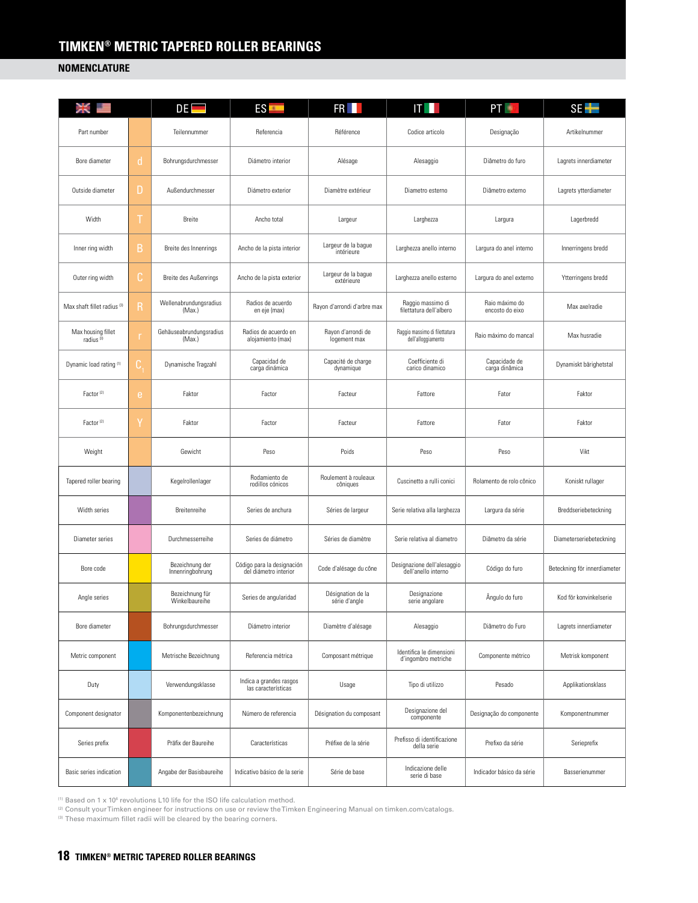# TIMKEN® METRIC TAPERED ROLLER BEARINGS

## NOMENCLATURE

| EN/US | | DE | ES | FR | IT | PT | SE |
|---|---|---|---|---|---|---|---|
| Part number | | Teilennummer | Referencia | Référence | Codice articolo | Designação | Artikelnummer |
| Bore diameter | d | Bohrungsdurchmesser | Diámetro interior | Alésage | Alesaggio | Diâmetro do furo | Lagrets innerdiameter |
| Outside diameter | D | Außendurchmesser | Diámetro exterior | Diamètre extérieur | Diametro esterno | Diâmetro externo | Lagrets ytterdiameter |
| Width | T | Breite | Ancho total | Largeur | Larghezza | Largura | Lagerbredd |
| Inner ring width | B | Breite des Innenrings | Ancho de la pista interior | Largeur de la bague intérieure | Larghezza anello interno | Largura do anel interno | Innerringens bredd |
| Outer ring width | C | Breite des Außenrings | Ancho de la pista exterior | Largeur de la bague extérieure | Larghezza anello esterno | Largura do anel externo | Ytterringens bredd |
| Max shaft fillet radius [3] | R | Wellenabrundungsradius (Max.) | Radios de acuerdo en eje (max) | Rayon d'arrondi d'arbre max | Raggio massimo di filettatura dell'albero | Raio máximo do encosto do eixo | Max axelradie |
| Max housing fillet radius [3] | r | Gehäuseabrundungsradius (Max.) | Radios de acuerdo en alojamiento (max) | Rayon d'arrondi de logement max | Raggio massimo di filettatura dell'alloggiamento | Raio máximo do mancal | Max husradie |
| Dynamic load rating [1] | $C_1$ | Dynamische Tragzahl | Capacidad de carga dinámica | Capacité de charge dynamique | Coefficiente di carico dinamico | Capacidade de carga dinâmica | Dynamiskt bärighetstal |
| Factor [2] | e | Faktor | Factor | Facteur | Fattore | Fator | Faktor |
| Factor [2] | Y | Faktor | Factor | Facteur | Fattore | Fator | Faktor |
| Weight | | Gewicht | Peso | Poids | Peso | Peso | Vikt |
| Tapered roller bearing | | Kegelrollenlager | Rodamiento de rodillos cónicos | Roulement à rouleaux côniques | Cuscinetto a rulli conici | Rolamento de rolo cônico | Koniskt rullager |
| Width series | | Breitenreihe | Series de anchura | Séries de largeur | Serie relativa alla larghezza | Largura da série | Breddseriebeteckning |
| Diameter series | | Durchmesserreihe | Series de diámetro | Séries de diamètre | Serie relativa al diametro | Diâmetro da série | Diameterseriebeteckning |
| Bore code | | Bezeichnung der Innenringbohrung | Código para la designación del diámetro interior | Code d'alésage du cône | Designazione dell'alesaggio dell'anello interno | Código do furo | Beteckning för innerdiameter |
| Angle series | | Bezeichnung für Winkelbaureihe | Series de angularidad | Désignation de la série d'angle | Designazione serie angolare | Ângulo do furo | Kod för konvinkelserie |
| Bore diameter | | Bohrungsdurchmesser | Diámetro interior | Diamètre d'alésage | Alesaggio | Diâmetro do Furo | Lagrets innerdiameter |
| Metric component | | Metrische Bezeichnung | Referencia métrica | Composant métrique | Identifica le dimensioni d'ingombro metriche | Componente métrico | Metrisk komponent |
| Duty | | Verwendungsklasse | Indica a grandes rasgos las características | Usage | Tipo di utilizzo | Pesado | Applikationsklass |
| Component designator | | Komponentenbezeichnung | Número de referencia | Désignation du composant | Designazione del componente | Designação do componente | Komponentnummer |
| Series prefix | | Präfix der Baureihe | Características | Préfixe de la série | Prefisso di identificazione della serie | Prefixo da série | Serieprefix |
| Basic series indication | | Angabe der Basisbaureihe | Indicativo básico de la serie | Série de base | Indicazione delle serie di base | Indicador básico da série | Basserienummer |

[1] Based on 1 x 10⁶ revolutions L10 life for the ISO life calculation method.
[2] Consult your Timken engineer for instructions on use or review the Timken Engineering Manual on timken.com/catalogs.
[3] These maximum fillet radii will be cleared by the bearing corners.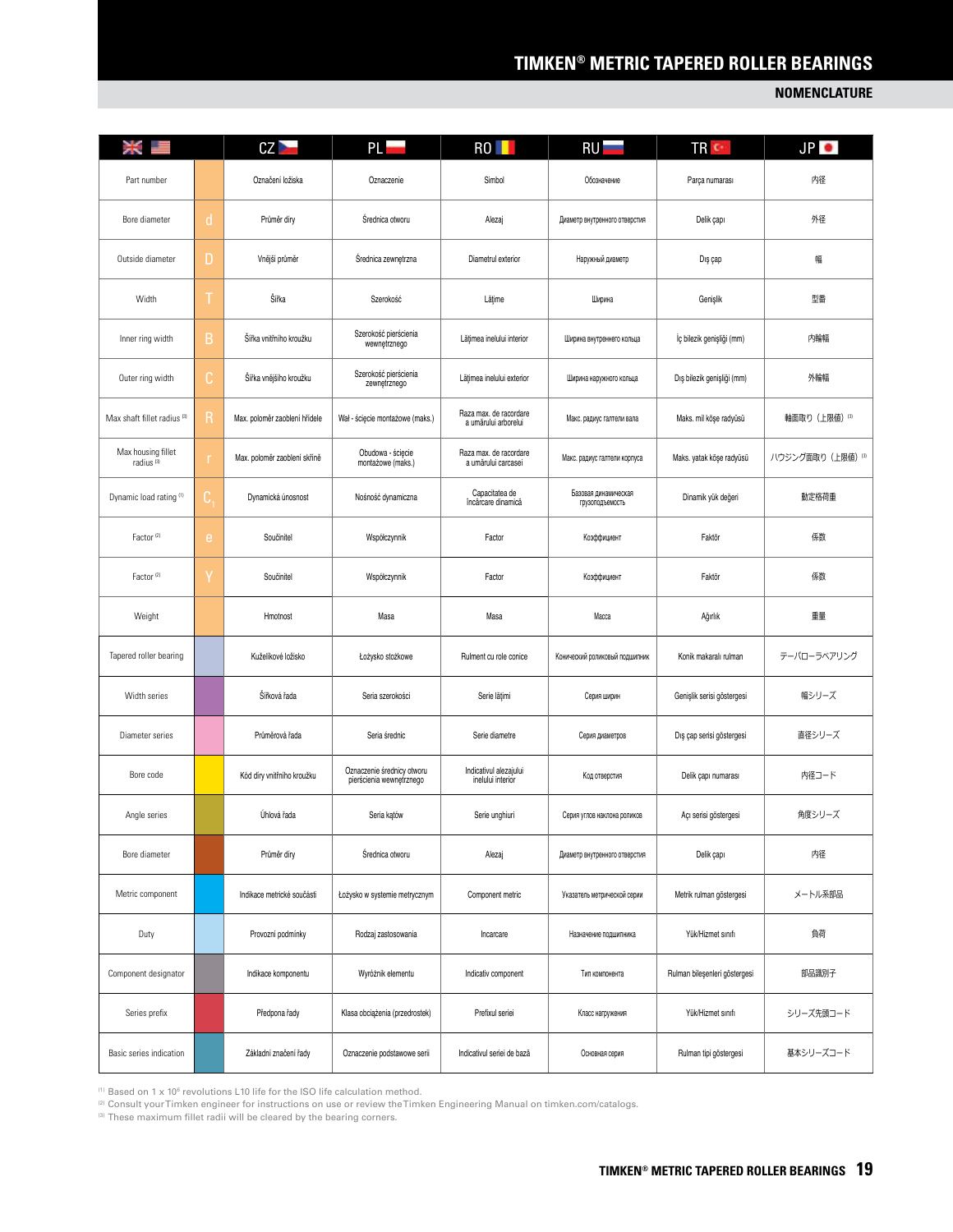## NOMENCLATURE

| UK / US | | CZ | PL | RO | RU | TR | JP |
|---|---|---|---|---|---|---|---|
| Part number | | Označení ložiska | Oznaczenie | Simbol | Обозначение | Parça numarası | 内径 |
| Bore diameter | d | Průměr díry | Średnica otworu | Alezaj | Диаметр внутреннего отверстия | Delik çapı | 外径 |
| Outside diameter | D | Vnější průměr | Średnica zewnętrzna | Diametrul exterior | Наружный диаметр | Dış çap | 幅 |
| Width | T | Šířka | Szerokość | Lățime | Ширина | Genişlik | 型番 |
| Inner ring width | B | Šířka vnitřního kroužku | Szerokość pierścienia wewnętrznego | Lățimea inelului interior | Ширина внутреннего кольца | İç bilezik genişliği (mm) | 内輪幅 |
| Outer ring width | C | Šířka vnějšího kroužku | Szerokość pierścienia zewnętrznego | Lățimea inelului exterior | Ширина наружного кольца | Dış bilezik genişliği (mm) | 外輪幅 |
| Max shaft fillet radius [3] | R | Max. poloměr zaoblení hřídele | Wał - ścięcie montażowe (maks.) | Raza max. de racordare a umărului arborelui | Макс. радиус галтели вала | Maks. mil köşe radyüsü | 軸面取り（上限値）[3] |
| Max housing fillet radius [3] | r | Max. poloměr zaoblení skříně | Obudowa - ścięcie montażowe (maks.) | Raza max. de racordare a umărului carcasei | Макс. радиус галтели корпуса | Maks. yatak köşe radyüsü | ハウジング面取り（上限値）[3] |
| Dynamic load rating [1] | $C_1$ | Dynamická únosnost | Nośność dynamiczna | Capacitatea de încărcare dinamică | Базовая динамическая грузоподъемность | Dinamik yük değeri | 動定格荷重 |
| Factor [2] | e | Součinitel | Współczynnik | Factor | Коэффициент | Faktör | 係数 |
| Factor [2] | Y | Součinitel | Współczynnik | Factor | Коэффициент | Faktör | 係数 |
| Weight | | Hmotnost | Masa | Masa | Масса | Ağırlık | 重量 |
| Tapered roller bearing | | Kuželíkové ložisko | Łożysko stożkowe | Rulment cu role conice | Конический роликовый подшипник | Konik makaralı rulman | テーパローラベアリング |
| Width series | | Šířková řada | Seria szerokości | Serie lățimi | Серия ширин | Genişlik serisi göstergesi | 幅シリーズ |
| Diameter series | | Průměrová řada | Seria średnic | Serie diametre | Серия диаметров | Dış çap serisi göstergesi | 直径シリーズ |
| Bore code | | Kód díry vnitřního kroužku | Oznaczenie średnicy otworu pierścienia wewnętrznego | Indicativul alezajului inelului interior | Код отверстия | Delik çapı numarası | 内径コード |
| Angle series | | Úhlová řada | Seria kątów | Serie unghiuri | Серия углов наклона роликов | Açı serisi göstergesi | 角度シリーズ |
| Bore diameter | | Průměr díry | Średnica otworu | Alezaj | Диаметр внутреннего отверстия | Delik çapı | 内径 |
| Metric component | | Indikace metrické součásti | Łożysko w systemie metrycznym | Component metric | Указатель метрической серии | Metrik rulman göstergesi | メートル系部品 |
| Duty | | Provozní podmínky | Rodzaj zastosowania | Incarcare | Назначение подшипника | Yük/Hizmet sınıfı | 負荷 |
| Component designator | | Indikace komponentu | Wyróżnik elementu | Indicativ component | Тип компонента | Rulman bileşenleri göstergesi | 部品識別子 |
| Series prefix | | Předpona řady | Klasa obciążenia (przedrostek) | Prefixul seriei | Класс нагружения | Yük/Hizmet sınıfı | シリーズ先頭コード |
| Basic series indication | | Základní značení řady | Oznaczenie podstawowe serii | Indicativul seriei de bază | Основная серия | Rulman tipi göstergesi | 基本シリーズコード |

[1] Based on 1 x $10^6$ revolutions L10 life for the ISO life calculation method.
[2] Consult your Timken engineer for instructions on use or review the Timken Engineering Manual on timken.com/catalogs.
[3] These maximum fillet radii will be cleared by the bearing corners.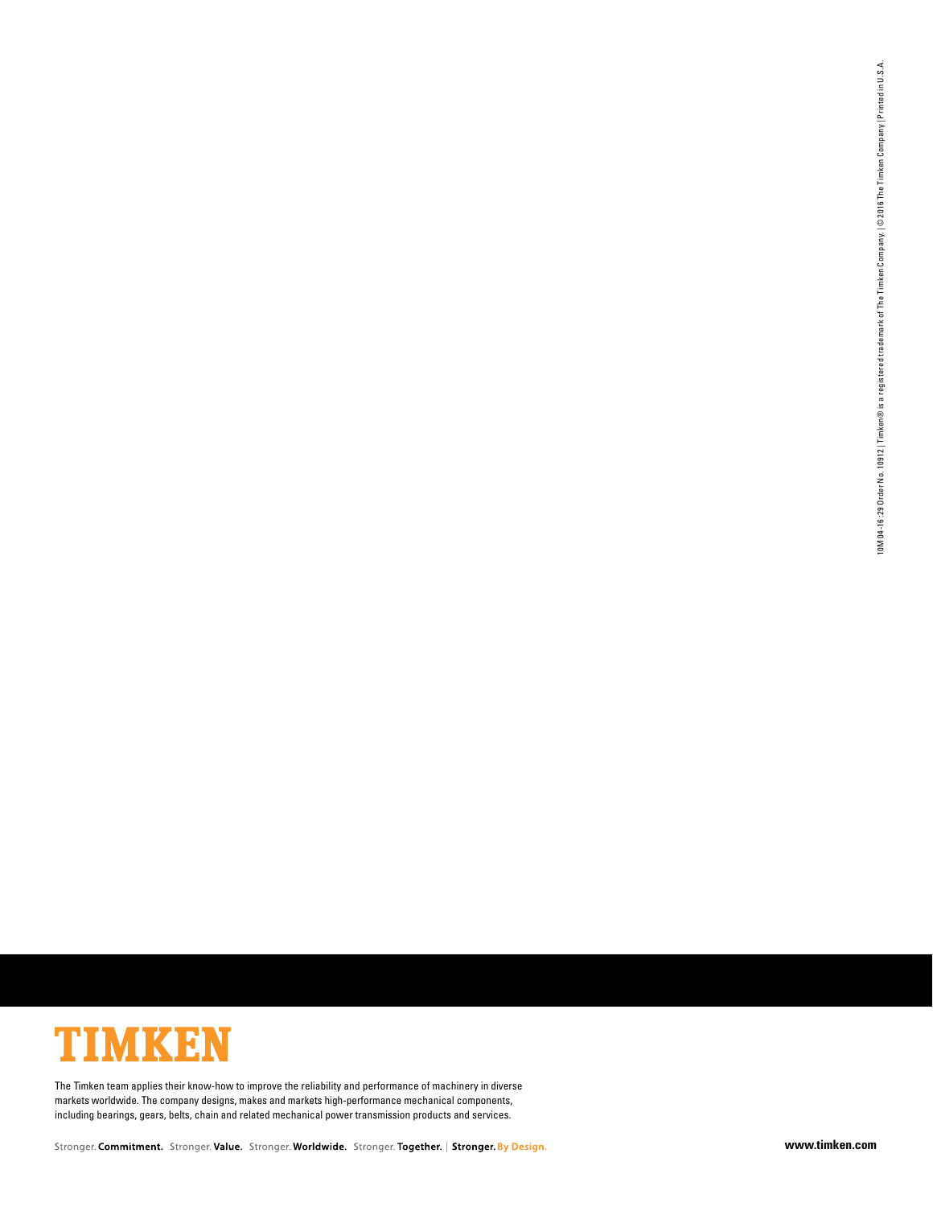# TIMKEN

The Timken team applies their know-how to improve the reliability and performance of machinery in diverse markets worldwide. The company designs, makes and markets high-performance mechanical components, including bearings, gears, belts, chain and related mechanical power transmission products and services.

Stronger. **Commitment.** Stronger. **Value.** Stronger. **Worldwide.** Stronger. **Together.** | **Stronger. By Design.**

**www.timken.com**

10M 04-16 :29 Order No. 10912 | Timken® is a registered trademark of The Timken Company. | © 2016 The Timken Company | Printed in U.S.A.